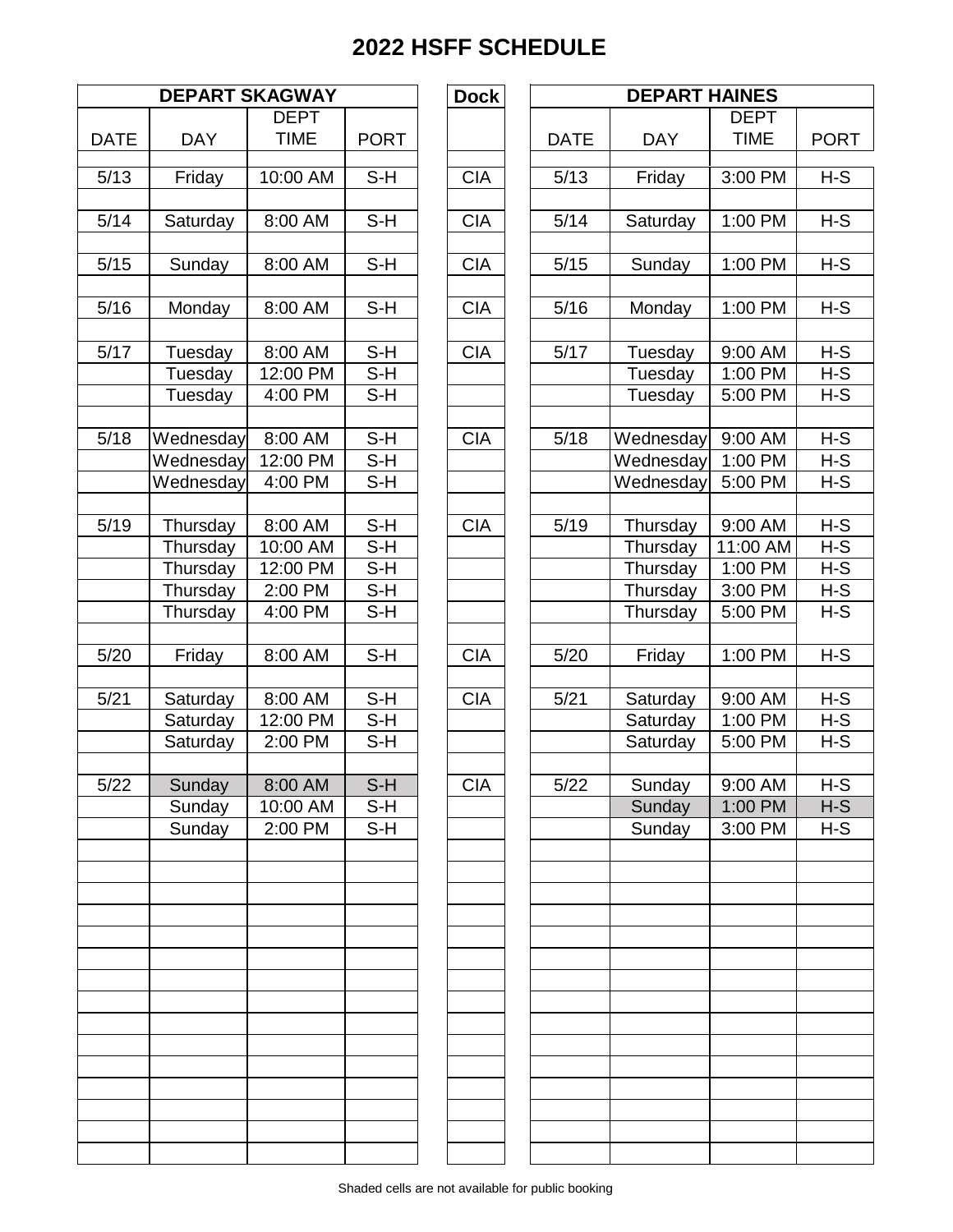# 2022 HSFF SCHEDULE

| DEPART SKAGWAY | | | | Dock | DEPART HAINES | | | |
|---|---|---|---|---|---|---|---|---|
| DATE | DAY | DEPT TIME | PORT | | DATE | DAY | DEPT TIME | PORT |
| 5/13 | Friday | 10:00 AM | S-H | CIA | 5/13 | Friday | 3:00 PM | H-S |
| 5/14 | Saturday | 8:00 AM | S-H | CIA | 5/14 | Saturday | 1:00 PM | H-S |
| 5/15 | Sunday | 8:00 AM | S-H | CIA | 5/15 | Sunday | 1:00 PM | H-S |
| 5/16 | Monday | 8:00 AM | S-H | CIA | 5/16 | Monday | 1:00 PM | H-S |
| 5/17 | Tuesday | 8:00 AM | S-H | CIA | 5/17 | Tuesday | 9:00 AM | H-S |
| | Tuesday | 12:00 PM | S-H | | | Tuesday | 1:00 PM | H-S |
| | Tuesday | 4:00 PM | S-H | | | Tuesday | 5:00 PM | H-S |
| 5/18 | Wednesday | 8:00 AM | S-H | CIA | 5/18 | Wednesday | 9:00 AM | H-S |
| | Wednesday | 12:00 PM | S-H | | | Wednesday | 1:00 PM | H-S |
| | Wednesday | 4:00 PM | S-H | | | Wednesday | 5:00 PM | H-S |
| 5/19 | Thursday | 8:00 AM | S-H | CIA | 5/19 | Thursday | 9:00 AM | H-S |
| | Thursday | 10:00 AM | S-H | | | Thursday | 11:00 AM | H-S |
| | Thursday | 12:00 PM | S-H | | | Thursday | 1:00 PM | H-S |
| | Thursday | 2:00 PM | S-H | | | Thursday | 3:00 PM | H-S |
| | Thursday | 4:00 PM | S-H | | | Thursday | 5:00 PM | H-S |
| 5/20 | Friday | 8:00 AM | S-H | CIA | 5/20 | Friday | 1:00 PM | H-S |
| 5/21 | Saturday | 8:00 AM | S-H | CIA | 5/21 | Saturday | 9:00 AM | H-S |
| | Saturday | 12:00 PM | S-H | | | Saturday | 1:00 PM | H-S |
| | Saturday | 2:00 PM | S-H | | | Saturday | 5:00 PM | H-S |
| 5/22 | Sunday | 8:00 AM | S-H | CIA | 5/22 | Sunday | 9:00 AM | H-S |
| | Sunday | 10:00 AM | S-H | | | Sunday | 1:00 PM | H-S |
| | Sunday | 2:00 PM | S-H | | | Sunday | 3:00 PM | H-S |

Shaded cells are not available for public booking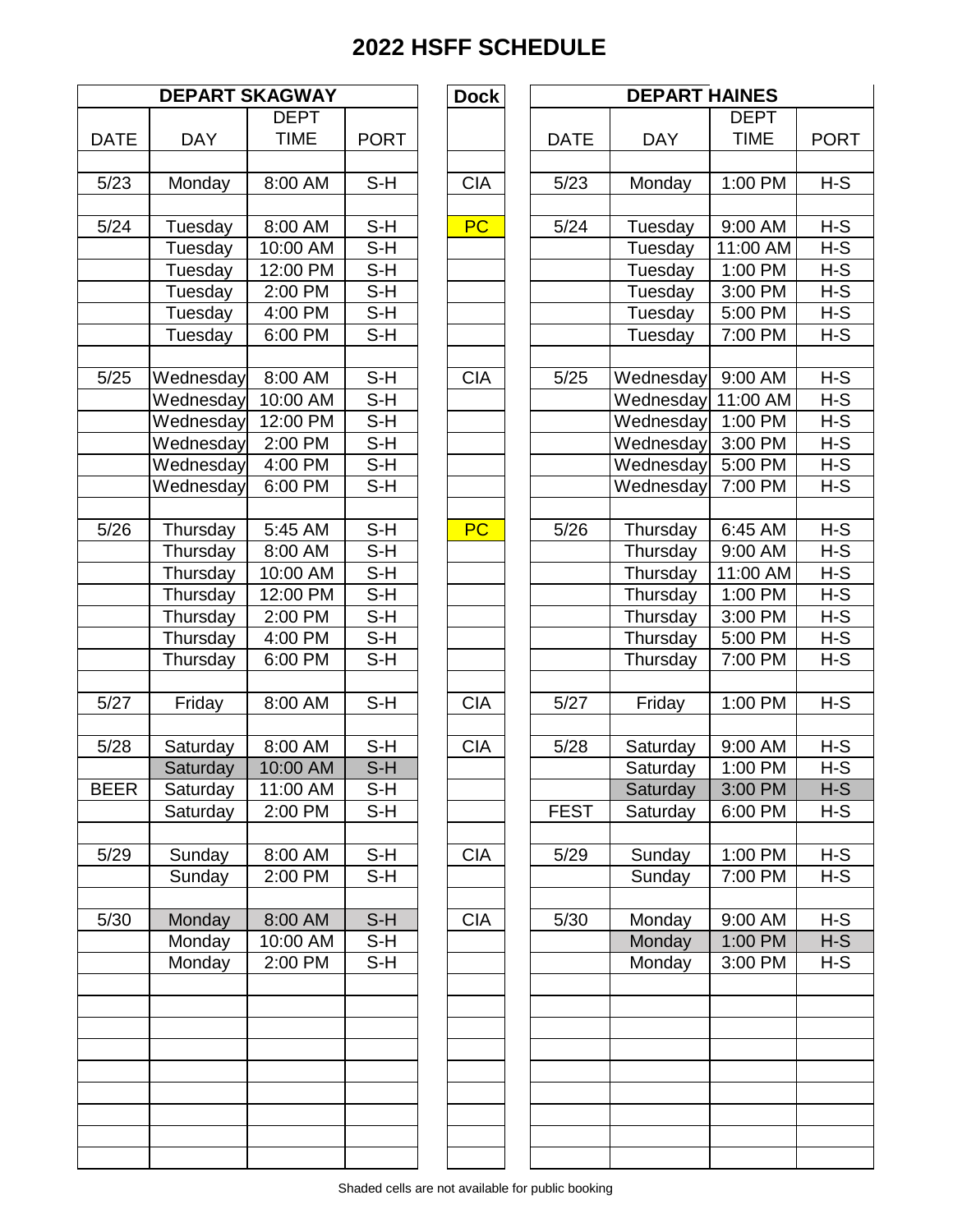# 2022 HSFF SCHEDULE

| DEPART SKAGWAY | | | | Dock | DEPART HAINES | | | |
|---|---|---|---|---|---|---|---|---|
| DATE | DAY | DEPT TIME | PORT | | DATE | DAY | DEPT TIME | PORT |
| 5/23 | Monday | 8:00 AM | S-H | CIA | 5/23 | Monday | 1:00 PM | H-S |
| 5/24 | Tuesday | 8:00 AM | S-H | PC | 5/24 | Tuesday | 9:00 AM | H-S |
| | Tuesday | 10:00 AM | S-H | | | Tuesday | 11:00 AM | H-S |
| | Tuesday | 12:00 PM | S-H | | | Tuesday | 1:00 PM | H-S |
| | Tuesday | 2:00 PM | S-H | | | Tuesday | 3:00 PM | H-S |
| | Tuesday | 4:00 PM | S-H | | | Tuesday | 5:00 PM | H-S |
| | Tuesday | 6:00 PM | S-H | | | Tuesday | 7:00 PM | H-S |
| 5/25 | Wednesday | 8:00 AM | S-H | CIA | 5/25 | Wednesday | 9:00 AM | H-S |
| | Wednesday | 10:00 AM | S-H | | | Wednesday | 11:00 AM | H-S |
| | Wednesday | 12:00 PM | S-H | | | Wednesday | 1:00 PM | H-S |
| | Wednesday | 2:00 PM | S-H | | | Wednesday | 3:00 PM | H-S |
| | Wednesday | 4:00 PM | S-H | | | Wednesday | 5:00 PM | H-S |
| | Wednesday | 6:00 PM | S-H | | | Wednesday | 7:00 PM | H-S |
| 5/26 | Thursday | 5:45 AM | S-H | PC | 5/26 | Thursday | 6:45 AM | H-S |
| | Thursday | 8:00 AM | S-H | | | Thursday | 9:00 AM | H-S |
| | Thursday | 10:00 AM | S-H | | | Thursday | 11:00 AM | H-S |
| | Thursday | 12:00 PM | S-H | | | Thursday | 1:00 PM | H-S |
| | Thursday | 2:00 PM | S-H | | | Thursday | 3:00 PM | H-S |
| | Thursday | 4:00 PM | S-H | | | Thursday | 5:00 PM | H-S |
| | Thursday | 6:00 PM | S-H | | | Thursday | 7:00 PM | H-S |
| 5/27 | Friday | 8:00 AM | S-H | CIA | 5/27 | Friday | 1:00 PM | H-S |
| 5/28 | Saturday | 8:00 AM | S-H | CIA | 5/28 | Saturday | 9:00 AM | H-S |
| | Saturday | 10:00 AM | S-H | | | Saturday | 1:00 PM | H-S |
| BEER | Saturday | 11:00 AM | S-H | | | Saturday | 3:00 PM | H-S |
| | Saturday | 2:00 PM | S-H | | FEST | Saturday | 6:00 PM | H-S |
| 5/29 | Sunday | 8:00 AM | S-H | CIA | 5/29 | Sunday | 1:00 PM | H-S |
| | Sunday | 2:00 PM | S-H | | | Sunday | 7:00 PM | H-S |
| 5/30 | Monday | 8:00 AM | S-H | CIA | 5/30 | Monday | 9:00 AM | H-S |
| | Monday | 10:00 AM | S-H | | | Monday | 1:00 PM | H-S |
| | Monday | 2:00 PM | S-H | | | Monday | 3:00 PM | H-S |

Shaded cells are not available for public booking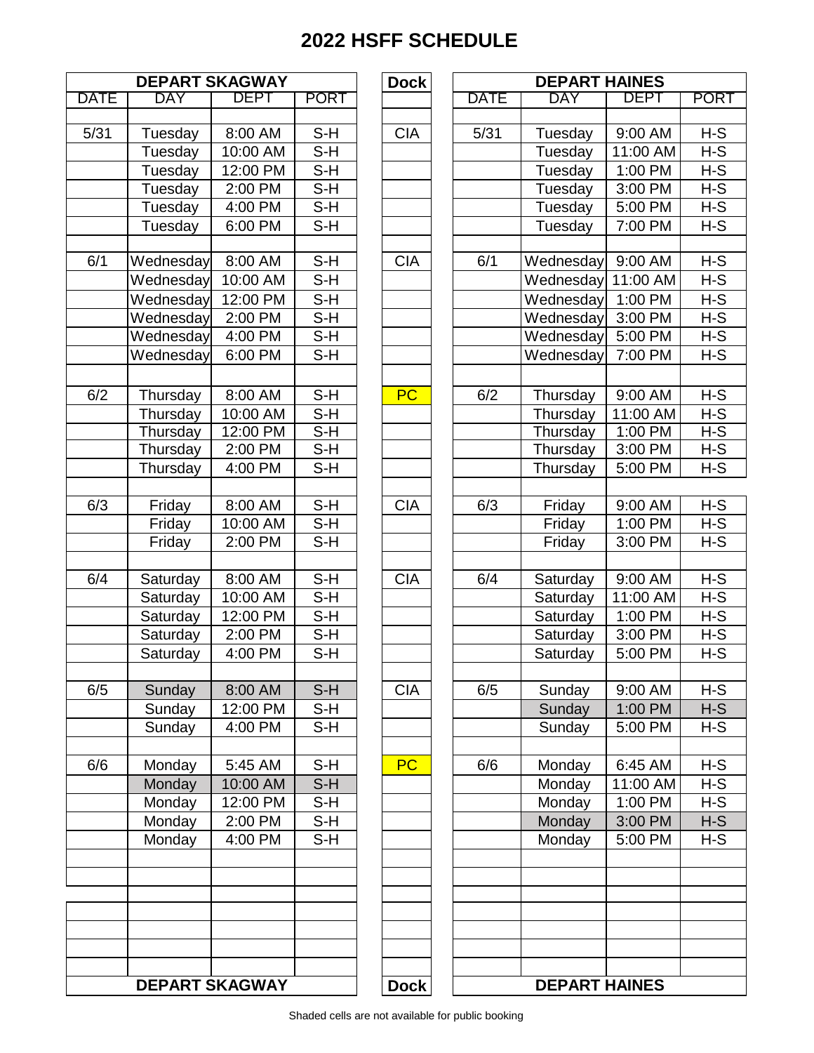# 2022 HSFF SCHEDULE

| DEPART SKAGWAY | | | | Dock | DEPART HAINES | | | |
|---|---|---|---|---|---|---|---|---|
| DATE | DAY | DEPT | PORT | | DATE | DAY | DEPT | PORT |
| 5/31 | Tuesday | 8:00 AM | S-H | CIA | 5/31 | Tuesday | 9:00 AM | H-S |
| | Tuesday | 10:00 AM | S-H | | | Tuesday | 11:00 AM | H-S |
| | Tuesday | 12:00 PM | S-H | | | Tuesday | 1:00 PM | H-S |
| | Tuesday | 2:00 PM | S-H | | | Tuesday | 3:00 PM | H-S |
| | Tuesday | 4:00 PM | S-H | | | Tuesday | 5:00 PM | H-S |
| | Tuesday | 6:00 PM | S-H | | | Tuesday | 7:00 PM | H-S |
| 6/1 | Wednesday | 8:00 AM | S-H | CIA | 6/1 | Wednesday | 9:00 AM | H-S |
| | Wednesday | 10:00 AM | S-H | | | Wednesday | 11:00 AM | H-S |
| | Wednesday | 12:00 PM | S-H | | | Wednesday | 1:00 PM | H-S |
| | Wednesday | 2:00 PM | S-H | | | Wednesday | 3:00 PM | H-S |
| | Wednesday | 4:00 PM | S-H | | | Wednesday | 5:00 PM | H-S |
| | Wednesday | 6:00 PM | S-H | | | Wednesday | 7:00 PM | H-S |
| 6/2 | Thursday | 8:00 AM | S-H | PC | 6/2 | Thursday | 9:00 AM | H-S |
| | Thursday | 10:00 AM | S-H | | | Thursday | 11:00 AM | H-S |
| | Thursday | 12:00 PM | S-H | | | Thursday | 1:00 PM | H-S |
| | Thursday | 2:00 PM | S-H | | | Thursday | 3:00 PM | H-S |
| | Thursday | 4:00 PM | S-H | | | Thursday | 5:00 PM | H-S |
| 6/3 | Friday | 8:00 AM | S-H | CIA | 6/3 | Friday | 9:00 AM | H-S |
| | Friday | 10:00 AM | S-H | | | Friday | 1:00 PM | H-S |
| | Friday | 2:00 PM | S-H | | | Friday | 3:00 PM | H-S |
| 6/4 | Saturday | 8:00 AM | S-H | CIA | 6/4 | Saturday | 9:00 AM | H-S |
| | Saturday | 10:00 AM | S-H | | | Saturday | 11:00 AM | H-S |
| | Saturday | 12:00 PM | S-H | | | Saturday | 1:00 PM | H-S |
| | Saturday | 2:00 PM | S-H | | | Saturday | 3:00 PM | H-S |
| | Saturday | 4:00 PM | S-H | | | Saturday | 5:00 PM | H-S |
| 6/5 | Sunday | 8:00 AM | S-H | CIA | 6/5 | Sunday | 9:00 AM | H-S |
| | Sunday | 12:00 PM | S-H | | | Sunday | 1:00 PM | H-S |
| | Sunday | 4:00 PM | S-H | | | Sunday | 5:00 PM | H-S |
| 6/6 | Monday | 5:45 AM | S-H | PC | 6/6 | Monday | 6:45 AM | H-S |
| | Monday | 10:00 AM | S-H | | | Monday | 11:00 AM | H-S |
| | Monday | 12:00 PM | S-H | | | Monday | 1:00 PM | H-S |
| | Monday | 2:00 PM | S-H | | | Monday | 3:00 PM | H-S |
| | Monday | 4:00 PM | S-H | | | Monday | 5:00 PM | H-S |
| DEPART SKAGWAY | | | | Dock | DEPART HAINES | | | |

Shaded cells are not available for public booking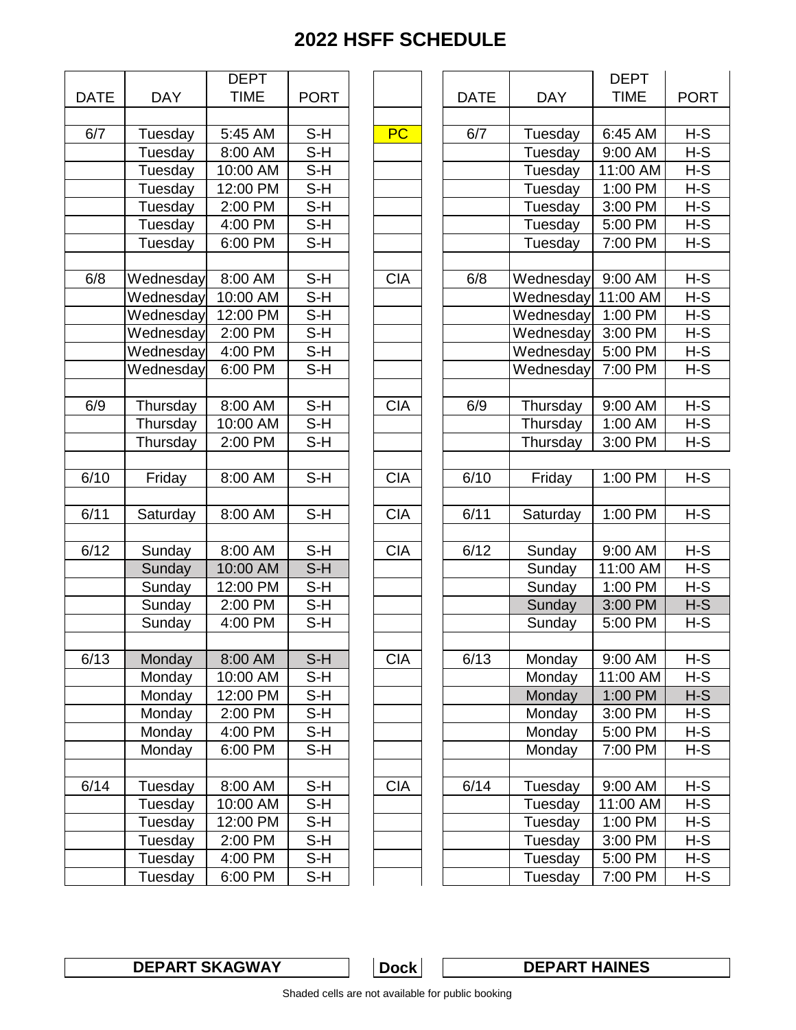# 2022 HSFF SCHEDULE

| DATE | DAY | DEPT TIME | PORT | | DATE | DAY | DEPT TIME | PORT |
|---|---|---|---|---|---|---|---|---|
| 6/7 | Tuesday | 5:45 AM | S-H | PC | 6/7 | Tuesday | 6:45 AM | H-S |
| | Tuesday | 8:00 AM | S-H | | | Tuesday | 9:00 AM | H-S |
| | Tuesday | 10:00 AM | S-H | | | Tuesday | 11:00 AM | H-S |
| | Tuesday | 12:00 PM | S-H | | | Tuesday | 1:00 PM | H-S |
| | Tuesday | 2:00 PM | S-H | | | Tuesday | 3:00 PM | H-S |
| | Tuesday | 4:00 PM | S-H | | | Tuesday | 5:00 PM | H-S |
| | Tuesday | 6:00 PM | S-H | | | Tuesday | 7:00 PM | H-S |
| | | | | | | | | |
| 6/8 | Wednesday | 8:00 AM | S-H | CIA | 6/8 | Wednesday | 9:00 AM | H-S |
| | Wednesday | 10:00 AM | S-H | | | Wednesday | 11:00 AM | H-S |
| | Wednesday | 12:00 PM | S-H | | | Wednesday | 1:00 PM | H-S |
| | Wednesday | 2:00 PM | S-H | | | Wednesday | 3:00 PM | H-S |
| | Wednesday | 4:00 PM | S-H | | | Wednesday | 5:00 PM | H-S |
| | Wednesday | 6:00 PM | S-H | | | Wednesday | 7:00 PM | H-S |
| | | | | | | | | |
| 6/9 | Thursday | 8:00 AM | S-H | CIA | 6/9 | Thursday | 9:00 AM | H-S |
| | Thursday | 10:00 AM | S-H | | | Thursday | 1:00 AM | H-S |
| | Thursday | 2:00 PM | S-H | | | Thursday | 3:00 PM | H-S |
| | | | | | | | | |
| 6/10 | Friday | 8:00 AM | S-H | CIA | 6/10 | Friday | 1:00 PM | H-S |
| | | | | | | | | |
| 6/11 | Saturday | 8:00 AM | S-H | CIA | 6/11 | Saturday | 1:00 PM | H-S |
| | | | | | | | | |
| 6/12 | Sunday | 8:00 AM | S-H | CIA | 6/12 | Sunday | 9:00 AM | H-S |
| | Sunday | 10:00 AM | S-H | | | Sunday | 11:00 AM | H-S |
| | Sunday | 12:00 PM | S-H | | | Sunday | 1:00 PM | H-S |
| | Sunday | 2:00 PM | S-H | | | Sunday | 3:00 PM | H-S |
| | Sunday | 4:00 PM | S-H | | | Sunday | 5:00 PM | H-S |
| | | | | | | | | |
| 6/13 | Monday | 8:00 AM | S-H | CIA | 6/13 | Monday | 9:00 AM | H-S |
| | Monday | 10:00 AM | S-H | | | Monday | 11:00 AM | H-S |
| | Monday | 12:00 PM | S-H | | | Monday | 1:00 PM | H-S |
| | Monday | 2:00 PM | S-H | | | Monday | 3:00 PM | H-S |
| | Monday | 4:00 PM | S-H | | | Monday | 5:00 PM | H-S |
| | Monday | 6:00 PM | S-H | | | Monday | 7:00 PM | H-S |
| | | | | | | | | |
| 6/14 | Tuesday | 8:00 AM | S-H | CIA | 6/14 | Tuesday | 9:00 AM | H-S |
| | Tuesday | 10:00 AM | S-H | | | Tuesday | 11:00 AM | H-S |
| | Tuesday | 12:00 PM | S-H | | | Tuesday | 1:00 PM | H-S |
| | Tuesday | 2:00 PM | S-H | | | Tuesday | 3:00 PM | H-S |
| | Tuesday | 4:00 PM | S-H | | | Tuesday | 5:00 PM | H-S |
| | Tuesday | 6:00 PM | S-H | | | Tuesday | 7:00 PM | H-S |
| **DEPART SKAGWAY** | | | | **Dock** | **DEPART HAINES** | | | |

Shaded cells are not available for public booking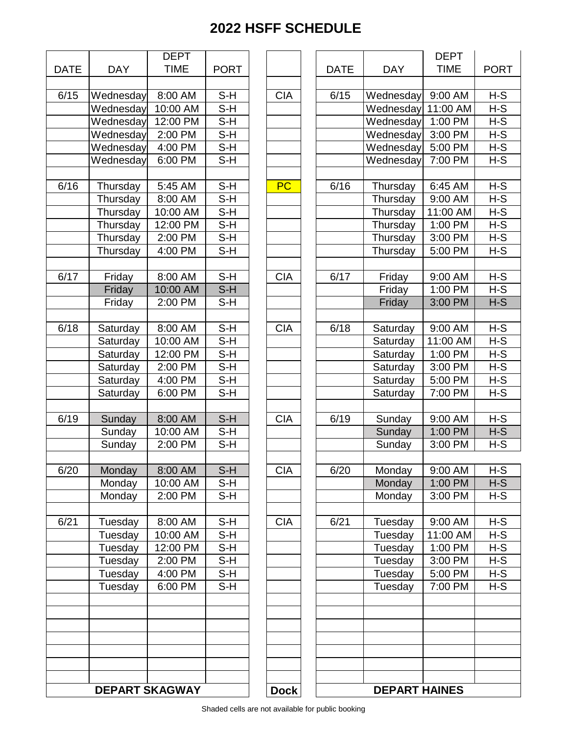# 2022 HSFF SCHEDULE

| DATE | DAY | DEPT TIME | PORT | | DATE | DAY | DEPT TIME | PORT |
|---|---|---|---|---|---|---|---|---|
| 6/15 | Wednesday | 8:00 AM | S-H | CIA | 6/15 | Wednesday | 9:00 AM | H-S |
| | Wednesday | 10:00 AM | S-H | | | Wednesday | 11:00 AM | H-S |
| | Wednesday | 12:00 PM | S-H | | | Wednesday | 1:00 PM | H-S |
| | Wednesday | 2:00 PM | S-H | | | Wednesday | 3:00 PM | H-S |
| | Wednesday | 4:00 PM | S-H | | | Wednesday | 5:00 PM | H-S |
| | Wednesday | 6:00 PM | S-H | | | Wednesday | 7:00 PM | H-S |
| | | | | | | | | |
| 6/16 | Thursday | 5:45 AM | S-H | PC | 6/16 | Thursday | 6:45 AM | H-S |
| | Thursday | 8:00 AM | S-H | | | Thursday | 9:00 AM | H-S |
| | Thursday | 10:00 AM | S-H | | | Thursday | 11:00 AM | H-S |
| | Thursday | 12:00 PM | S-H | | | Thursday | 1:00 PM | H-S |
| | Thursday | 2:00 PM | S-H | | | Thursday | 3:00 PM | H-S |
| | Thursday | 4:00 PM | S-H | | | Thursday | 5:00 PM | H-S |
| | | | | | | | | |
| 6/17 | Friday | 8:00 AM | S-H | CIA | 6/17 | Friday | 9:00 AM | H-S |
| | Friday | 10:00 AM | S-H | | | Friday | 1:00 PM | H-S |
| | Friday | 2:00 PM | S-H | | | Friday | 3:00 PM | H-S |
| | | | | | | | | |
| 6/18 | Saturday | 8:00 AM | S-H | CIA | 6/18 | Saturday | 9:00 AM | H-S |
| | Saturday | 10:00 AM | S-H | | | Saturday | 11:00 AM | H-S |
| | Saturday | 12:00 PM | S-H | | | Saturday | 1:00 PM | H-S |
| | Saturday | 2:00 PM | S-H | | | Saturday | 3:00 PM | H-S |
| | Saturday | 4:00 PM | S-H | | | Saturday | 5:00 PM | H-S |
| | Saturday | 6:00 PM | S-H | | | Saturday | 7:00 PM | H-S |
| | | | | | | | | |
| 6/19 | Sunday | 8:00 AM | S-H | CIA | 6/19 | Sunday | 9:00 AM | H-S |
| | Sunday | 10:00 AM | S-H | | | Sunday | 1:00 PM | H-S |
| | Sunday | 2:00 PM | S-H | | | Sunday | 3:00 PM | H-S |
| | | | | | | | | |
| 6/20 | Monday | 8:00 AM | S-H | CIA | 6/20 | Monday | 9:00 AM | H-S |
| | Monday | 10:00 AM | S-H | | | Monday | 1:00 PM | H-S |
| | Monday | 2:00 PM | S-H | | | Monday | 3:00 PM | H-S |
| | | | | | | | | |
| 6/21 | Tuesday | 8:00 AM | S-H | CIA | 6/21 | Tuesday | 9:00 AM | H-S |
| | Tuesday | 10:00 AM | S-H | | | Tuesday | 11:00 AM | H-S |
| | Tuesday | 12:00 PM | S-H | | | Tuesday | 1:00 PM | H-S |
| | Tuesday | 2:00 PM | S-H | | | Tuesday | 3:00 PM | H-S |
| | Tuesday | 4:00 PM | S-H | | | Tuesday | 5:00 PM | H-S |
| | Tuesday | 6:00 PM | S-H | | | Tuesday | 7:00 PM | H-S |
| **DEPART SKAGWAY** | | | | **Dock** | **DEPART HAINES** | | | |

Shaded cells are not available for public booking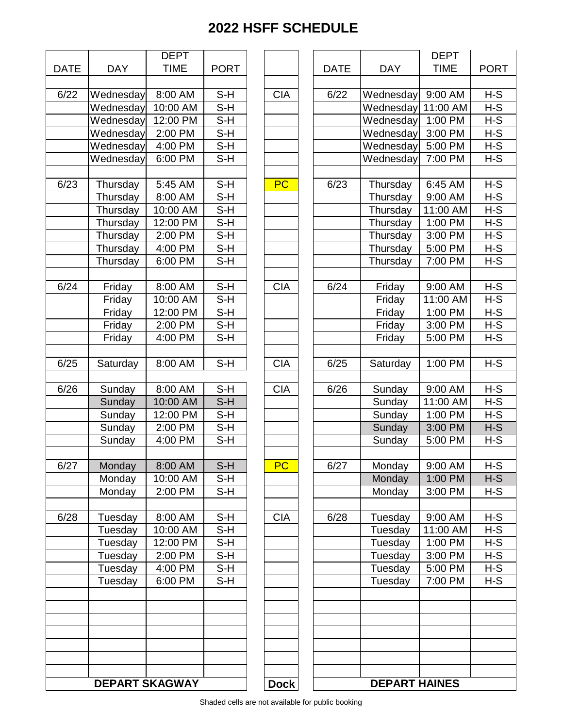# 2022 HSFF SCHEDULE

| DATE | DAY | DEPT TIME | PORT | | DATE | DAY | DEPT TIME | PORT |
|---|---|---|---|---|---|---|---|---|
| 6/22 | Wednesday | 8:00 AM | S-H | CIA | 6/22 | Wednesday | 9:00 AM | H-S |
| | Wednesday | 10:00 AM | S-H | | | Wednesday | 11:00 AM | H-S |
| | Wednesday | 12:00 PM | S-H | | | Wednesday | 1:00 PM | H-S |
| | Wednesday | 2:00 PM | S-H | | | Wednesday | 3:00 PM | H-S |
| | Wednesday | 4:00 PM | S-H | | | Wednesday | 5:00 PM | H-S |
| | Wednesday | 6:00 PM | S-H | | | Wednesday | 7:00 PM | H-S |
| | | | | | | | | |
| 6/23 | Thursday | 5:45 AM | S-H | PC | 6/23 | Thursday | 6:45 AM | H-S |
| | Thursday | 8:00 AM | S-H | | | Thursday | 9:00 AM | H-S |
| | Thursday | 10:00 AM | S-H | | | Thursday | 11:00 AM | H-S |
| | Thursday | 12:00 PM | S-H | | | Thursday | 1:00 PM | H-S |
| | Thursday | 2:00 PM | S-H | | | Thursday | 3:00 PM | H-S |
| | Thursday | 4:00 PM | S-H | | | Thursday | 5:00 PM | H-S |
| | Thursday | 6:00 PM | S-H | | | Thursday | 7:00 PM | H-S |
| | | | | | | | | |
| 6/24 | Friday | 8:00 AM | S-H | CIA | 6/24 | Friday | 9:00 AM | H-S |
| | Friday | 10:00 AM | S-H | | | Friday | 11:00 AM | H-S |
| | Friday | 12:00 PM | S-H | | | Friday | 1:00 PM | H-S |
| | Friday | 2:00 PM | S-H | | | Friday | 3:00 PM | H-S |
| | Friday | 4:00 PM | S-H | | | Friday | 5:00 PM | H-S |
| | | | | | | | | |
| 6/25 | Saturday | 8:00 AM | S-H | CIA | 6/25 | Saturday | 1:00 PM | H-S |
| | | | | | | | | |
| 6/26 | Sunday | 8:00 AM | S-H | CIA | 6/26 | Sunday | 9:00 AM | H-S |
| | Sunday | 10:00 AM | S-H | | | Sunday | 11:00 AM | H-S |
| | Sunday | 12:00 PM | S-H | | | Sunday | 1:00 PM | H-S |
| | Sunday | 2:00 PM | S-H | | | Sunday | 3:00 PM | H-S |
| | Sunday | 4:00 PM | S-H | | | Sunday | 5:00 PM | H-S |
| | | | | | | | | |
| 6/27 | Monday | 8:00 AM | S-H | PC | 6/27 | Monday | 9:00 AM | H-S |
| | Monday | 10:00 AM | S-H | | | Monday | 1:00 PM | H-S |
| | Monday | 2:00 PM | S-H | | | Monday | 3:00 PM | H-S |
| | | | | | | | | |
| 6/28 | Tuesday | 8:00 AM | S-H | CIA | 6/28 | Tuesday | 9:00 AM | H-S |
| | Tuesday | 10:00 AM | S-H | | | Tuesday | 11:00 AM | H-S |
| | Tuesday | 12:00 PM | S-H | | | Tuesday | 1:00 PM | H-S |
| | Tuesday | 2:00 PM | S-H | | | Tuesday | 3:00 PM | H-S |
| | Tuesday | 4:00 PM | S-H | | | Tuesday | 5:00 PM | H-S |
| | Tuesday | 6:00 PM | S-H | | | Tuesday | 7:00 PM | H-S |
| **DEPART SKAGWAY** | | | | **Dock** | **DEPART HAINES** | | | |

Shaded cells are not available for public booking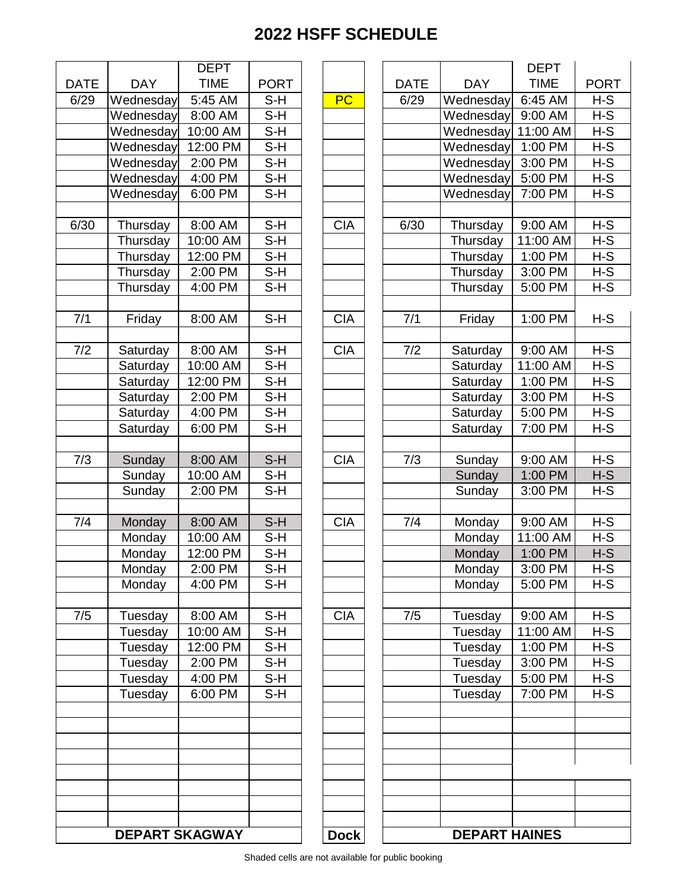# 2022 HSFF SCHEDULE

| DATE | DAY | DEPT TIME | PORT | | DATE | DAY | DEPT TIME | PORT |
|---|---|---|---|---|---|---|---|---|
| 6/29 | Wednesday | 5:45 AM | S-H | PC | 6/29 | Wednesday | 6:45 AM | H-S |
| | Wednesday | 8:00 AM | S-H | | | Wednesday | 9:00 AM | H-S |
| | Wednesday | 10:00 AM | S-H | | | Wednesday | 11:00 AM | H-S |
| | Wednesday | 12:00 PM | S-H | | | Wednesday | 1:00 PM | H-S |
| | Wednesday | 2:00 PM | S-H | | | Wednesday | 3:00 PM | H-S |
| | Wednesday | 4:00 PM | S-H | | | Wednesday | 5:00 PM | H-S |
| | Wednesday | 6:00 PM | S-H | | | Wednesday | 7:00 PM | H-S |
| | | | | | | | | |
| 6/30 | Thursday | 8:00 AM | S-H | CIA | 6/30 | Thursday | 9:00 AM | H-S |
| | Thursday | 10:00 AM | S-H | | | Thursday | 11:00 AM | H-S |
| | Thursday | 12:00 PM | S-H | | | Thursday | 1:00 PM | H-S |
| | Thursday | 2:00 PM | S-H | | | Thursday | 3:00 PM | H-S |
| | Thursday | 4:00 PM | S-H | | | Thursday | 5:00 PM | H-S |
| | | | | | | | | |
| 7/1 | Friday | 8:00 AM | S-H | CIA | 7/1 | Friday | 1:00 PM | H-S |
| | | | | | | | | |
| 7/2 | Saturday | 8:00 AM | S-H | CIA | 7/2 | Saturday | 9:00 AM | H-S |
| | Saturday | 10:00 AM | S-H | | | Saturday | 11:00 AM | H-S |
| | Saturday | 12:00 PM | S-H | | | Saturday | 1:00 PM | H-S |
| | Saturday | 2:00 PM | S-H | | | Saturday | 3:00 PM | H-S |
| | Saturday | 4:00 PM | S-H | | | Saturday | 5:00 PM | H-S |
| | Saturday | 6:00 PM | S-H | | | Saturday | 7:00 PM | H-S |
| | | | | | | | | |
| 7/3 | Sunday | 8:00 AM | S-H | CIA | 7/3 | Sunday | 9:00 AM | H-S |
| | Sunday | 10:00 AM | S-H | | | Sunday | 1:00 PM | H-S |
| | Sunday | 2:00 PM | S-H | | | Sunday | 3:00 PM | H-S |
| | | | | | | | | |
| 7/4 | Monday | 8:00 AM | S-H | CIA | 7/4 | Monday | 9:00 AM | H-S |
| | Monday | 10:00 AM | S-H | | | Monday | 11:00 AM | H-S |
| | Monday | 12:00 PM | S-H | | | Monday | 1:00 PM | H-S |
| | Monday | 2:00 PM | S-H | | | Monday | 3:00 PM | H-S |
| | Monday | 4:00 PM | S-H | | | Monday | 5:00 PM | H-S |
| | | | | | | | | |
| 7/5 | Tuesday | 8:00 AM | S-H | CIA | 7/5 | Tuesday | 9:00 AM | H-S |
| | Tuesday | 10:00 AM | S-H | | | Tuesday | 11:00 AM | H-S |
| | Tuesday | 12:00 PM | S-H | | | Tuesday | 1:00 PM | H-S |
| | Tuesday | 2:00 PM | S-H | | | Tuesday | 3:00 PM | H-S |
| | Tuesday | 4:00 PM | S-H | | | Tuesday | 5:00 PM | H-S |
| | Tuesday | 6:00 PM | S-H | | | Tuesday | 7:00 PM | H-S |
| **DEPART SKAGWAY** | | | | **Dock** | **DEPART HAINES** | | | |

Shaded cells are not available for public booking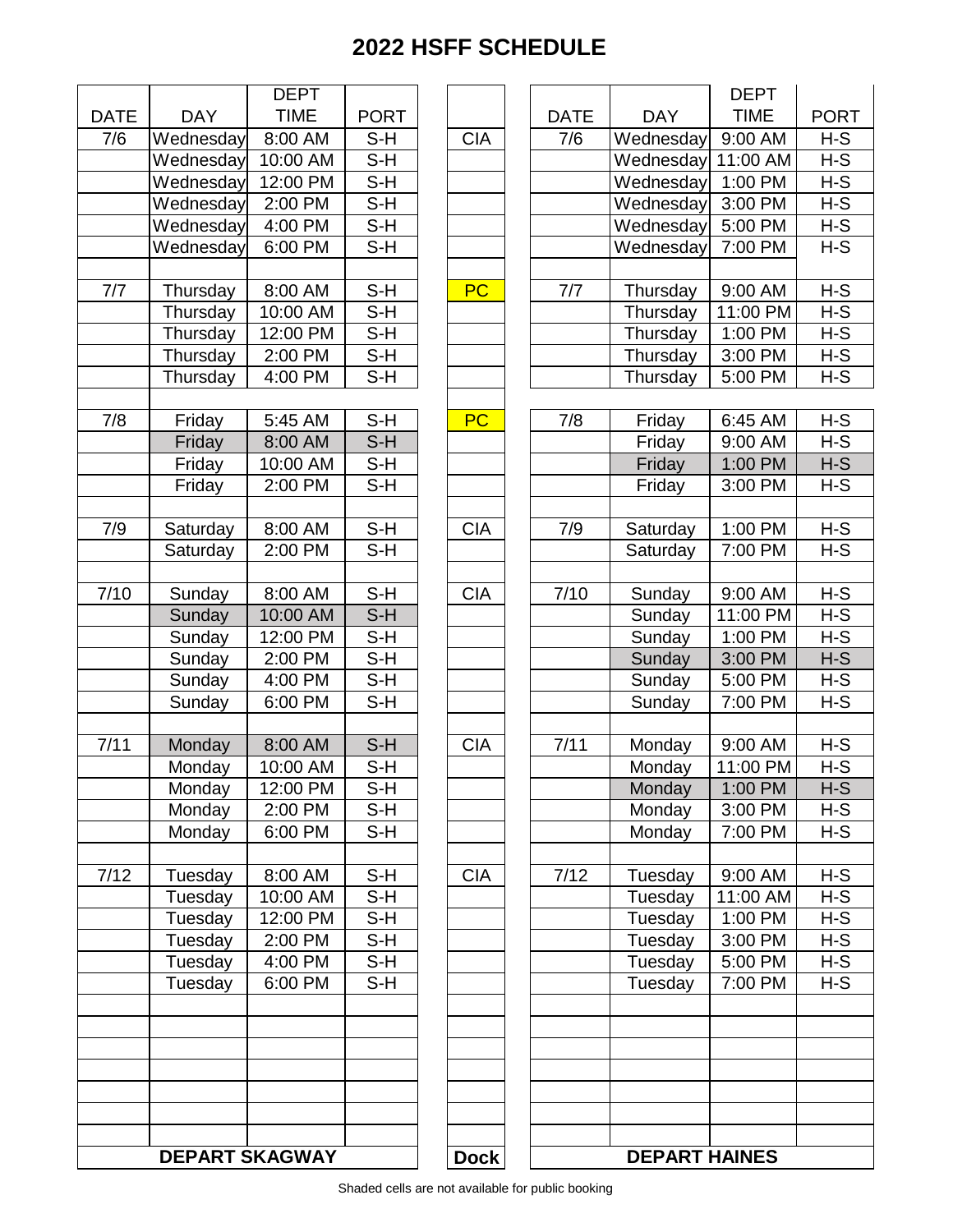# 2022 HSFF SCHEDULE

| DATE | DAY | DEPT TIME | PORT | | DATE | DAY | DEPT TIME | PORT |
|---|---|---|---|---|---|---|---|---|
| 7/6 | Wednesday | 8:00 AM | S-H | CIA | 7/6 | Wednesday | 9:00 AM | H-S |
| | Wednesday | 10:00 AM | S-H | | | Wednesday | 11:00 AM | H-S |
| | Wednesday | 12:00 PM | S-H | | | Wednesday | 1:00 PM | H-S |
| | Wednesday | 2:00 PM | S-H | | | Wednesday | 3:00 PM | H-S |
| | Wednesday | 4:00 PM | S-H | | | Wednesday | 5:00 PM | H-S |
| | Wednesday | 6:00 PM | S-H | | | Wednesday | 7:00 PM | H-S |
| | | | | | | | | |
| 7/7 | Thursday | 8:00 AM | S-H | PC | 7/7 | Thursday | 9:00 AM | H-S |
| | Thursday | 10:00 AM | S-H | | | Thursday | 11:00 PM | H-S |
| | Thursday | 12:00 PM | S-H | | | Thursday | 1:00 PM | H-S |
| | Thursday | 2:00 PM | S-H | | | Thursday | 3:00 PM | H-S |
| | Thursday | 4:00 PM | S-H | | | Thursday | 5:00 PM | H-S |
| | | | | | | | | |
| 7/8 | Friday | 5:45 AM | S-H | PC | 7/8 | Friday | 6:45 AM | H-S |
| | Friday | 8:00 AM | S-H | | | Friday | 9:00 AM | H-S |
| | Friday | 10:00 AM | S-H | | | Friday | 1:00 PM | H-S |
| | Friday | 2:00 PM | S-H | | | Friday | 3:00 PM | H-S |
| | | | | | | | | |
| 7/9 | Saturday | 8:00 AM | S-H | CIA | 7/9 | Saturday | 1:00 PM | H-S |
| | Saturday | 2:00 PM | S-H | | | Saturday | 7:00 PM | H-S |
| | | | | | | | | |
| 7/10 | Sunday | 8:00 AM | S-H | CIA | 7/10 | Sunday | 9:00 AM | H-S |
| | Sunday | 10:00 AM | S-H | | | Sunday | 11:00 PM | H-S |
| | Sunday | 12:00 PM | S-H | | | Sunday | 1:00 PM | H-S |
| | Sunday | 2:00 PM | S-H | | | Sunday | 3:00 PM | H-S |
| | Sunday | 4:00 PM | S-H | | | Sunday | 5:00 PM | H-S |
| | Sunday | 6:00 PM | S-H | | | Sunday | 7:00 PM | H-S |
| | | | | | | | | |
| 7/11 | Monday | 8:00 AM | S-H | CIA | 7/11 | Monday | 9:00 AM | H-S |
| | Monday | 10:00 AM | S-H | | | Monday | 11:00 PM | H-S |
| | Monday | 12:00 PM | S-H | | | Monday | 1:00 PM | H-S |
| | Monday | 2:00 PM | S-H | | | Monday | 3:00 PM | H-S |
| | Monday | 6:00 PM | S-H | | | Monday | 7:00 PM | H-S |
| | | | | | | | | |
| 7/12 | Tuesday | 8:00 AM | S-H | CIA | 7/12 | Tuesday | 9:00 AM | H-S |
| | Tuesday | 10:00 AM | S-H | | | Tuesday | 11:00 AM | H-S |
| | Tuesday | 12:00 PM | S-H | | | Tuesday | 1:00 PM | H-S |
| | Tuesday | 2:00 PM | S-H | | | Tuesday | 3:00 PM | H-S |
| | Tuesday | 4:00 PM | S-H | | | Tuesday | 5:00 PM | H-S |
| | Tuesday | 6:00 PM | S-H | | | Tuesday | 7:00 PM | H-S |
| **DEPART SKAGWAY** | | | | **Dock** | **DEPART HAINES** | | | |

Shaded cells are not available for public booking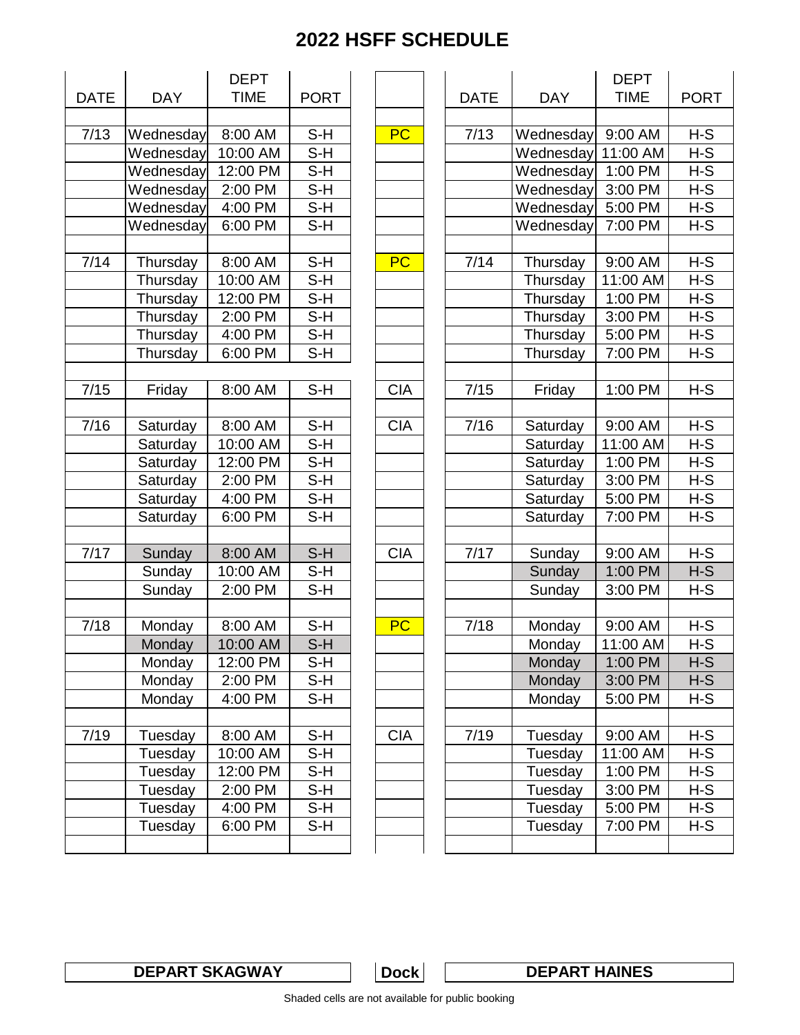# 2022 HSFF SCHEDULE

| DATE | DAY | DEPT TIME | PORT | Dock | DATE | DAY | DEPT TIME | PORT |
|---|---|---|---|---|---|---|---|---|
| 7/13 | Wednesday | 8:00 AM | S-H | PC | 7/13 | Wednesday | 9:00 AM | H-S |
| | Wednesday | 10:00 AM | S-H | | | Wednesday | 11:00 AM | H-S |
| | Wednesday | 12:00 PM | S-H | | | Wednesday | 1:00 PM | H-S |
| | Wednesday | 2:00 PM | S-H | | | Wednesday | 3:00 PM | H-S |
| | Wednesday | 4:00 PM | S-H | | | Wednesday | 5:00 PM | H-S |
| | Wednesday | 6:00 PM | S-H | | | Wednesday | 7:00 PM | H-S |
| 7/14 | Thursday | 8:00 AM | S-H | PC | 7/14 | Thursday | 9:00 AM | H-S |
| | Thursday | 10:00 AM | S-H | | | Thursday | 11:00 AM | H-S |
| | Thursday | 12:00 PM | S-H | | | Thursday | 1:00 PM | H-S |
| | Thursday | 2:00 PM | S-H | | | Thursday | 3:00 PM | H-S |
| | Thursday | 4:00 PM | S-H | | | Thursday | 5:00 PM | H-S |
| | Thursday | 6:00 PM | S-H | | | Thursday | 7:00 PM | H-S |
| 7/15 | Friday | 8:00 AM | S-H | CIA | 7/15 | Friday | 1:00 PM | H-S |
| 7/16 | Saturday | 8:00 AM | S-H | CIA | 7/16 | Saturday | 9:00 AM | H-S |
| | Saturday | 10:00 AM | S-H | | | Saturday | 11:00 AM | H-S |
| | Saturday | 12:00 PM | S-H | | | Saturday | 1:00 PM | H-S |
| | Saturday | 2:00 PM | S-H | | | Saturday | 3:00 PM | H-S |
| | Saturday | 4:00 PM | S-H | | | Saturday | 5:00 PM | H-S |
| | Saturday | 6:00 PM | S-H | | | Saturday | 7:00 PM | H-S |
| 7/17 | Sunday | 8:00 AM | S-H | CIA | 7/17 | Sunday | 9:00 AM | H-S |
| | Sunday | 10:00 AM | S-H | | | Sunday | 1:00 PM | H-S |
| | Sunday | 2:00 PM | S-H | | | Sunday | 3:00 PM | H-S |
| 7/18 | Monday | 8:00 AM | S-H | PC | 7/18 | Monday | 9:00 AM | H-S |
| | Monday | 10:00 AM | S-H | | | Monday | 11:00 AM | H-S |
| | Monday | 12:00 PM | S-H | | | Monday | 1:00 PM | H-S |
| | Monday | 2:00 PM | S-H | | | Monday | 3:00 PM | H-S |
| | Monday | 4:00 PM | S-H | | | Monday | 5:00 PM | H-S |
| 7/19 | Tuesday | 8:00 AM | S-H | CIA | 7/19 | Tuesday | 9:00 AM | H-S |
| | Tuesday | 10:00 AM | S-H | | | Tuesday | 11:00 AM | H-S |
| | Tuesday | 12:00 PM | S-H | | | Tuesday | 1:00 PM | H-S |
| | Tuesday | 2:00 PM | S-H | | | Tuesday | 3:00 PM | H-S |
| | Tuesday | 4:00 PM | S-H | | | Tuesday | 5:00 PM | H-S |
| | Tuesday | 6:00 PM | S-H | | | Tuesday | 7:00 PM | H-S |

| DEPART SKAGWAY | Dock | DEPART HAINES |
|---|---|---|

Shaded cells are not available for public booking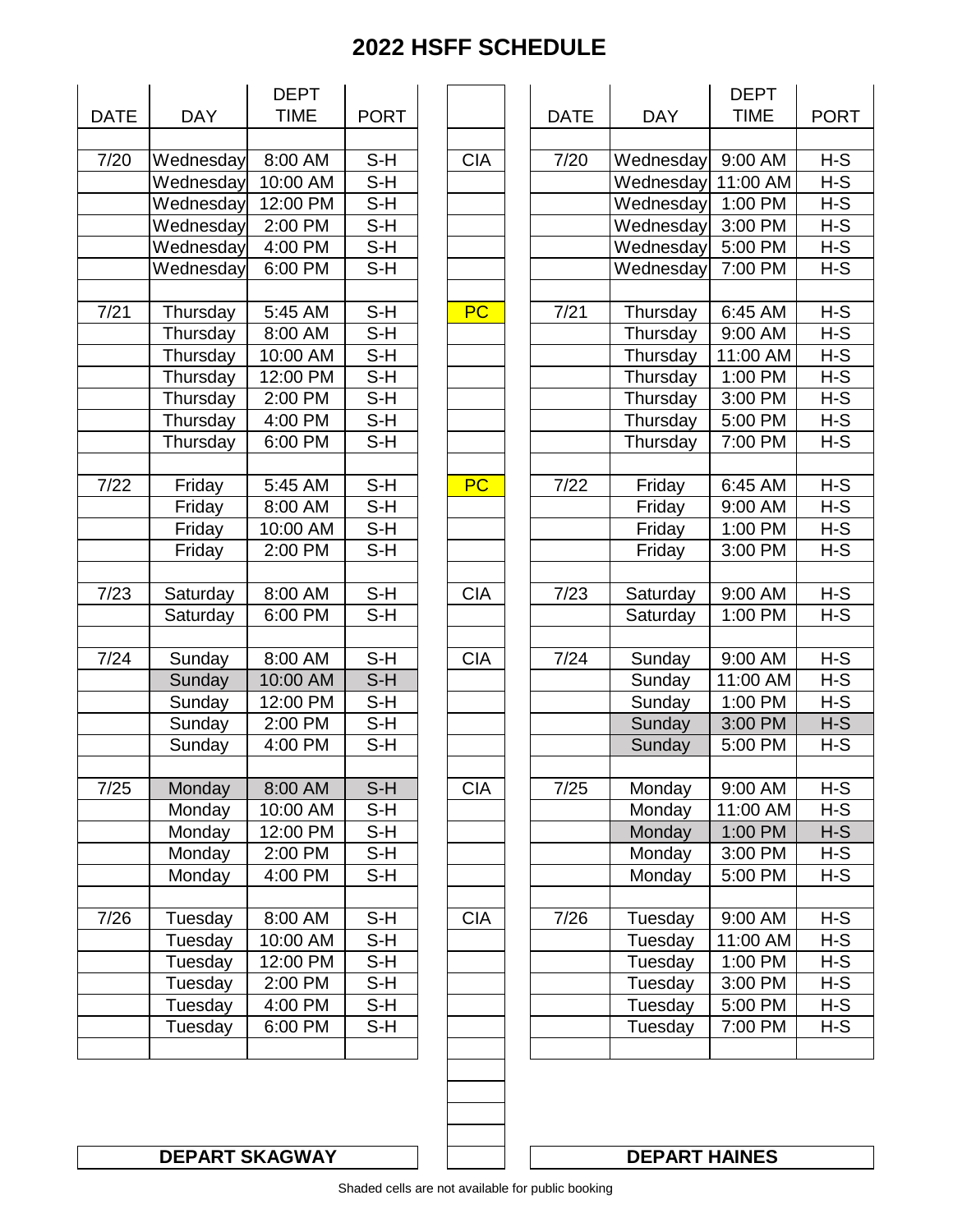# 2022 HSFF SCHEDULE

**DEPART SKAGWAY**

| DATE | DAY | DEPT TIME | PORT | | DATE | DAY | DEPT TIME | PORT |
|---|---|---|---|---|---|---|---|---|
| 7/20 | Wednesday | 8:00 AM | S-H | CIA | 7/20 | Wednesday | 9:00 AM | H-S |
| | Wednesday | 10:00 AM | S-H | | | Wednesday | 11:00 AM | H-S |
| | Wednesday | 12:00 PM | S-H | | | Wednesday | 1:00 PM | H-S |
| | Wednesday | 2:00 PM | S-H | | | Wednesday | 3:00 PM | H-S |
| | Wednesday | 4:00 PM | S-H | | | Wednesday | 5:00 PM | H-S |
| | Wednesday | 6:00 PM | S-H | | | Wednesday | 7:00 PM | H-S |
| | | | | | | | | |
| 7/21 | Thursday | 5:45 AM | S-H | PC | 7/21 | Thursday | 6:45 AM | H-S |
| | Thursday | 8:00 AM | S-H | | | Thursday | 9:00 AM | H-S |
| | Thursday | 10:00 AM | S-H | | | Thursday | 11:00 AM | H-S |
| | Thursday | 12:00 PM | S-H | | | Thursday | 1:00 PM | H-S |
| | Thursday | 2:00 PM | S-H | | | Thursday | 3:00 PM | H-S |
| | Thursday | 4:00 PM | S-H | | | Thursday | 5:00 PM | H-S |
| | Thursday | 6:00 PM | S-H | | | Thursday | 7:00 PM | H-S |
| | | | | | | | | |
| 7/22 | Friday | 5:45 AM | S-H | PC | 7/22 | Friday | 6:45 AM | H-S |
| | Friday | 8:00 AM | S-H | | | Friday | 9:00 AM | H-S |
| | Friday | 10:00 AM | S-H | | | Friday | 1:00 PM | H-S |
| | Friday | 2:00 PM | S-H | | | Friday | 3:00 PM | H-S |
| | | | | | | | | |
| 7/23 | Saturday | 8:00 AM | S-H | CIA | 7/23 | Saturday | 9:00 AM | H-S |
| | Saturday | 6:00 PM | S-H | | | Saturday | 1:00 PM | H-S |
| | | | | | | | | |
| 7/24 | Sunday | 8:00 AM | S-H | CIA | 7/24 | Sunday | 9:00 AM | H-S |
| | Sunday | 10:00 AM | S-H | | | Sunday | 11:00 AM | H-S |
| | Sunday | 12:00 PM | S-H | | | Sunday | 1:00 PM | H-S |
| | Sunday | 2:00 PM | S-H | | | Sunday | 3:00 PM | H-S |
| | Sunday | 4:00 PM | S-H | | | Sunday | 5:00 PM | H-S |
| | | | | | | | | |
| 7/25 | Monday | 8:00 AM | S-H | CIA | 7/25 | Monday | 9:00 AM | H-S |
| | Monday | 10:00 AM | S-H | | | Monday | 11:00 AM | H-S |
| | Monday | 12:00 PM | S-H | | | Monday | 1:00 PM | H-S |
| | Monday | 2:00 PM | S-H | | | Monday | 3:00 PM | H-S |
| | Monday | 4:00 PM | S-H | | | Monday | 5:00 PM | H-S |
| | | | | | | | | |
| 7/26 | Tuesday | 8:00 AM | S-H | CIA | 7/26 | Tuesday | 9:00 AM | H-S |
| | Tuesday | 10:00 AM | S-H | | | Tuesday | 11:00 AM | H-S |
| | Tuesday | 12:00 PM | S-H | | | Tuesday | 1:00 PM | H-S |
| | Tuesday | 2:00 PM | S-H | | | Tuesday | 3:00 PM | H-S |
| | Tuesday | 4:00 PM | S-H | | | Tuesday | 5:00 PM | H-S |
| | Tuesday | 6:00 PM | S-H | | | Tuesday | 7:00 PM | H-S |

**DEPART HAINES**

Shaded cells are not available for public booking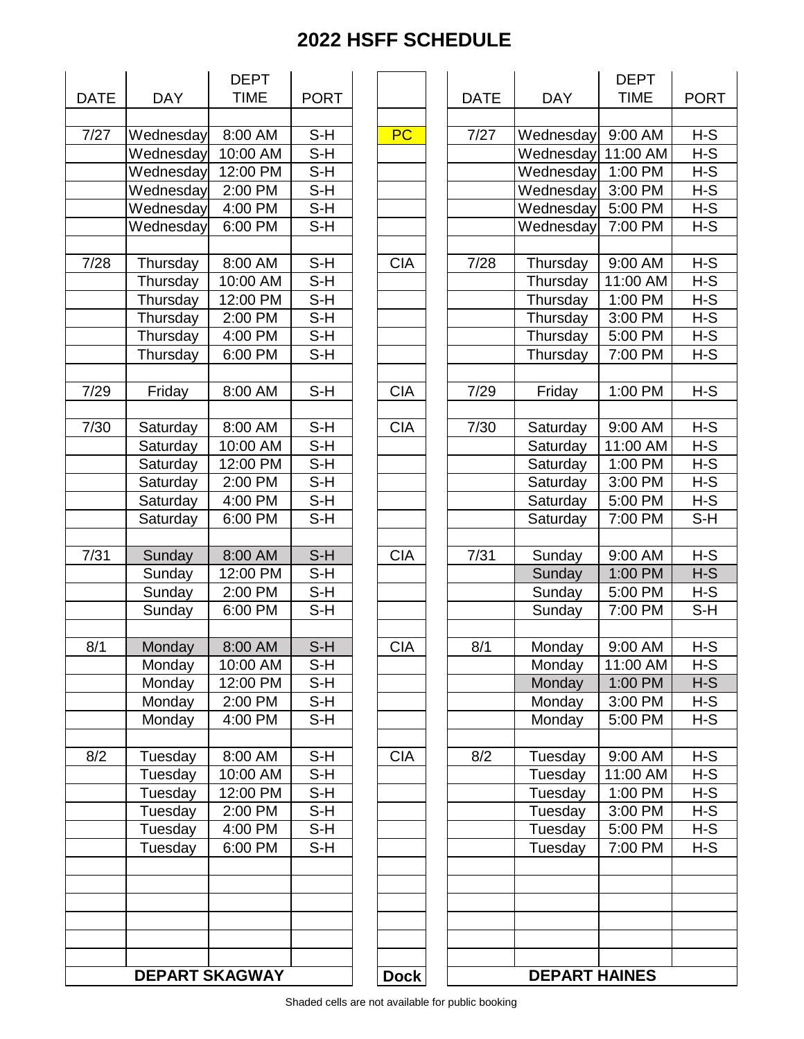# 2022 HSFF SCHEDULE

| DATE | DAY | DEPT TIME | PORT | | DATE | DAY | DEPT TIME | PORT |
|---|---|---|---|---|---|---|---|---|
| 7/27 | Wednesday | 8:00 AM | S-H | PC | 7/27 | Wednesday | 9:00 AM | H-S |
| | Wednesday | 10:00 AM | S-H | | | Wednesday | 11:00 AM | H-S |
| | Wednesday | 12:00 PM | S-H | | | Wednesday | 1:00 PM | H-S |
| | Wednesday | 2:00 PM | S-H | | | Wednesday | 3:00 PM | H-S |
| | Wednesday | 4:00 PM | S-H | | | Wednesday | 5:00 PM | H-S |
| | Wednesday | 6:00 PM | S-H | | | Wednesday | 7:00 PM | H-S |
| 7/28 | Thursday | 8:00 AM | S-H | CIA | 7/28 | Thursday | 9:00 AM | H-S |
| | Thursday | 10:00 AM | S-H | | | Thursday | 11:00 AM | H-S |
| | Thursday | 12:00 PM | S-H | | | Thursday | 1:00 PM | H-S |
| | Thursday | 2:00 PM | S-H | | | Thursday | 3:00 PM | H-S |
| | Thursday | 4:00 PM | S-H | | | Thursday | 5:00 PM | H-S |
| | Thursday | 6:00 PM | S-H | | | Thursday | 7:00 PM | H-S |
| 7/29 | Friday | 8:00 AM | S-H | CIA | 7/29 | Friday | 1:00 PM | H-S |
| 7/30 | Saturday | 8:00 AM | S-H | CIA | 7/30 | Saturday | 9:00 AM | H-S |
| | Saturday | 10:00 AM | S-H | | | Saturday | 11:00 AM | H-S |
| | Saturday | 12:00 PM | S-H | | | Saturday | 1:00 PM | H-S |
| | Saturday | 2:00 PM | S-H | | | Saturday | 3:00 PM | H-S |
| | Saturday | 4:00 PM | S-H | | | Saturday | 5:00 PM | H-S |
| | Saturday | 6:00 PM | S-H | | | Saturday | 7:00 PM | S-H |
| 7/31 | Sunday | 8:00 AM | S-H | CIA | 7/31 | Sunday | 9:00 AM | H-S |
| | Sunday | 12:00 PM | S-H | | | Sunday | 1:00 PM | H-S |
| | Sunday | 2:00 PM | S-H | | | Sunday | 5:00 PM | H-S |
| | Sunday | 6:00 PM | S-H | | | Sunday | 7:00 PM | S-H |
| 8/1 | Monday | 8:00 AM | S-H | CIA | 8/1 | Monday | 9:00 AM | H-S |
| | Monday | 10:00 AM | S-H | | | Monday | 11:00 AM | H-S |
| | Monday | 12:00 PM | S-H | | | Monday | 1:00 PM | H-S |
| | Monday | 2:00 PM | S-H | | | Monday | 3:00 PM | H-S |
| | Monday | 4:00 PM | S-H | | | Monday | 5:00 PM | H-S |
| 8/2 | Tuesday | 8:00 AM | S-H | CIA | 8/2 | Tuesday | 9:00 AM | H-S |
| | Tuesday | 10:00 AM | S-H | | | Tuesday | 11:00 AM | H-S |
| | Tuesday | 12:00 PM | S-H | | | Tuesday | 1:00 PM | H-S |
| | Tuesday | 2:00 PM | S-H | | | Tuesday | 3:00 PM | H-S |
| | Tuesday | 4:00 PM | S-H | | | Tuesday | 5:00 PM | H-S |
| | Tuesday | 6:00 PM | S-H | | | Tuesday | 7:00 PM | H-S |
| **DEPART SKAGWAY** | | | | **Dock** | **DEPART HAINES** | | | |

Shaded cells are not available for public booking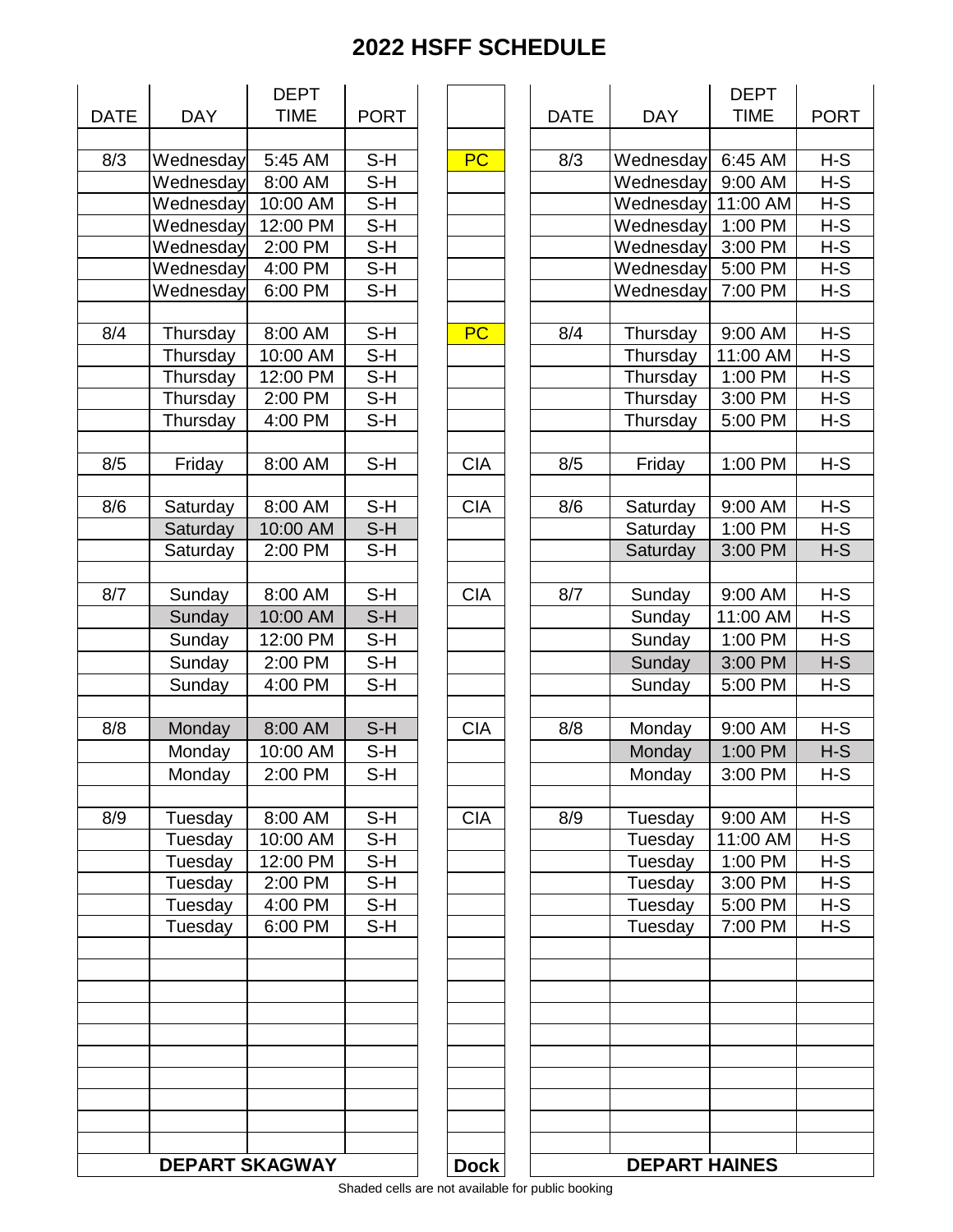# 2022 HSFF SCHEDULE

| DATE | DAY | DEPT TIME | PORT | Dock | DATE | DAY | DEPT TIME | PORT |
|---|---|---|---|---|---|---|---|---|
| 8/3 | Wednesday | 5:45 AM | S-H | PC | 8/3 | Wednesday | 6:45 AM | H-S |
| | Wednesday | 8:00 AM | S-H | | | Wednesday | 9:00 AM | H-S |
| | Wednesday | 10:00 AM | S-H | | | Wednesday | 11:00 AM | H-S |
| | Wednesday | 12:00 PM | S-H | | | Wednesday | 1:00 PM | H-S |
| | Wednesday | 2:00 PM | S-H | | | Wednesday | 3:00 PM | H-S |
| | Wednesday | 4:00 PM | S-H | | | Wednesday | 5:00 PM | H-S |
| | Wednesday | 6:00 PM | S-H | | | Wednesday | 7:00 PM | H-S |
| 8/4 | Thursday | 8:00 AM | S-H | PC | 8/4 | Thursday | 9:00 AM | H-S |
| | Thursday | 10:00 AM | S-H | | | Thursday | 11:00 AM | H-S |
| | Thursday | 12:00 PM | S-H | | | Thursday | 1:00 PM | H-S |
| | Thursday | 2:00 PM | S-H | | | Thursday | 3:00 PM | H-S |
| | Thursday | 4:00 PM | S-H | | | Thursday | 5:00 PM | H-S |
| 8/5 | Friday | 8:00 AM | S-H | CIA | 8/5 | Friday | 1:00 PM | H-S |
| 8/6 | Saturday | 8:00 AM | S-H | CIA | 8/6 | Saturday | 9:00 AM | H-S |
| | Saturday | 10:00 AM | S-H | | | Saturday | 1:00 PM | H-S |
| | Saturday | 2:00 PM | S-H | | | Saturday | 3:00 PM | H-S |
| 8/7 | Sunday | 8:00 AM | S-H | CIA | 8/7 | Sunday | 9:00 AM | H-S |
| | Sunday | 10:00 AM | S-H | | | Sunday | 11:00 AM | H-S |
| | Sunday | 12:00 PM | S-H | | | Sunday | 1:00 PM | H-S |
| | Sunday | 2:00 PM | S-H | | | Sunday | 3:00 PM | H-S |
| | Sunday | 4:00 PM | S-H | | | Sunday | 5:00 PM | H-S |
| 8/8 | Monday | 8:00 AM | S-H | CIA | 8/8 | Monday | 9:00 AM | H-S |
| | Monday | 10:00 AM | S-H | | | Monday | 1:00 PM | H-S |
| | Monday | 2:00 PM | S-H | | | Monday | 3:00 PM | H-S |
| 8/9 | Tuesday | 8:00 AM | S-H | CIA | 8/9 | Tuesday | 9:00 AM | H-S |
| | Tuesday | 10:00 AM | S-H | | | Tuesday | 11:00 AM | H-S |
| | Tuesday | 12:00 PM | S-H | | | Tuesday | 1:00 PM | H-S |
| | Tuesday | 2:00 PM | S-H | | | Tuesday | 3:00 PM | H-S |
| | Tuesday | 4:00 PM | S-H | | | Tuesday | 5:00 PM | H-S |
| | Tuesday | 6:00 PM | S-H | | | Tuesday | 7:00 PM | H-S |
| **DEPART SKAGWAY** | | | | **Dock** | **DEPART HAINES** | | | |

Shaded cells are not available for public booking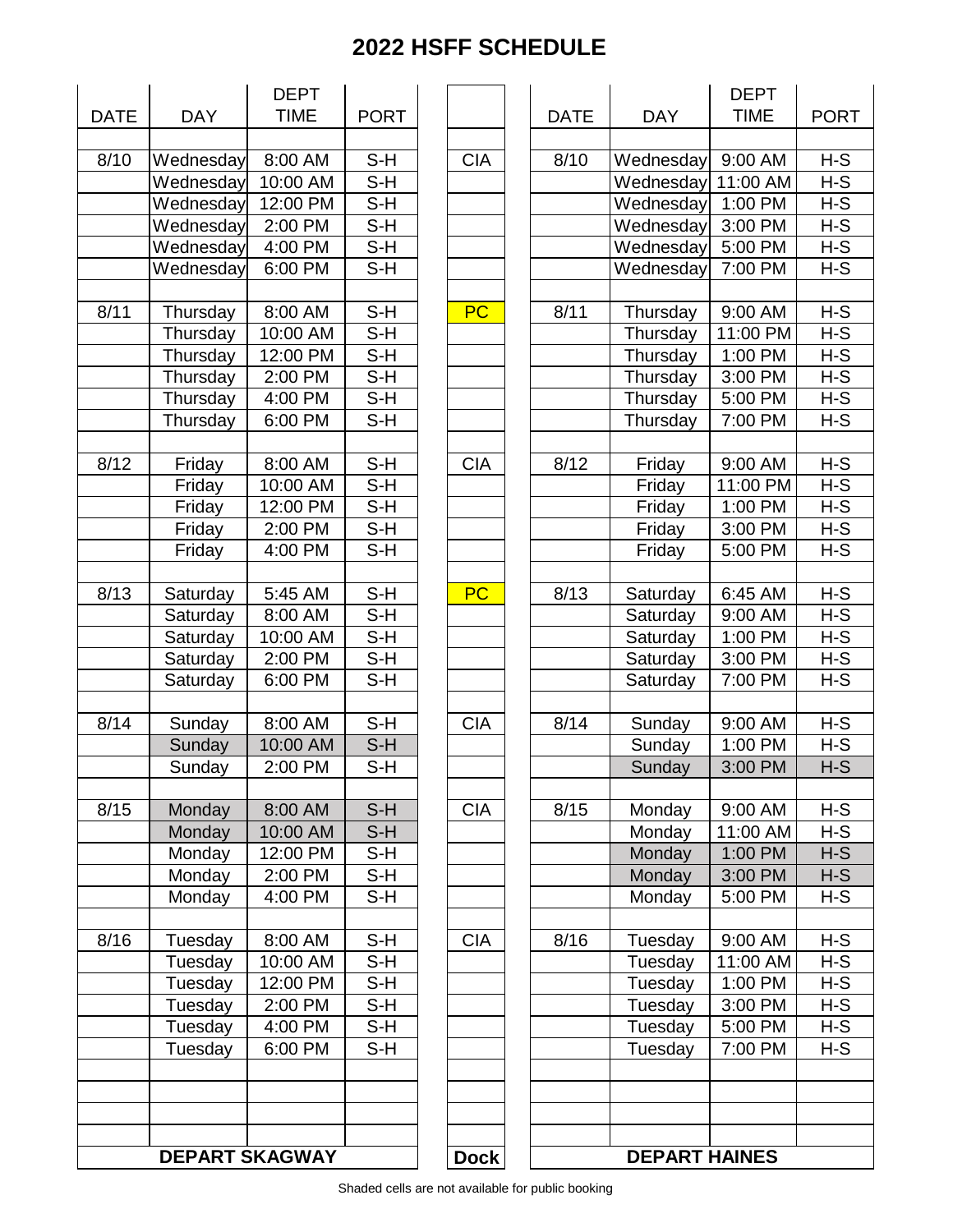# 2022 HSFF SCHEDULE

| DATE | DAY | DEPT TIME | PORT | | DATE | DAY | DEPT TIME | PORT |
|---|---|---|---|---|---|---|---|---|
| 8/10 | Wednesday | 8:00 AM | S-H | CIA | 8/10 | Wednesday | 9:00 AM | H-S |
| | Wednesday | 10:00 AM | S-H | | | Wednesday | 11:00 AM | H-S |
| | Wednesday | 12:00 PM | S-H | | | Wednesday | 1:00 PM | H-S |
| | Wednesday | 2:00 PM | S-H | | | Wednesday | 3:00 PM | H-S |
| | Wednesday | 4:00 PM | S-H | | | Wednesday | 5:00 PM | H-S |
| | Wednesday | 6:00 PM | S-H | | | Wednesday | 7:00 PM | H-S |
| | | | | | | | | |
| 8/11 | Thursday | 8:00 AM | S-H | PC | 8/11 | Thursday | 9:00 AM | H-S |
| | Thursday | 10:00 AM | S-H | | | Thursday | 11:00 PM | H-S |
| | Thursday | 12:00 PM | S-H | | | Thursday | 1:00 PM | H-S |
| | Thursday | 2:00 PM | S-H | | | Thursday | 3:00 PM | H-S |
| | Thursday | 4:00 PM | S-H | | | Thursday | 5:00 PM | H-S |
| | Thursday | 6:00 PM | S-H | | | Thursday | 7:00 PM | H-S |
| | | | | | | | | |
| 8/12 | Friday | 8:00 AM | S-H | CIA | 8/12 | Friday | 9:00 AM | H-S |
| | Friday | 10:00 AM | S-H | | | Friday | 11:00 PM | H-S |
| | Friday | 12:00 PM | S-H | | | Friday | 1:00 PM | H-S |
| | Friday | 2:00 PM | S-H | | | Friday | 3:00 PM | H-S |
| | Friday | 4:00 PM | S-H | | | Friday | 5:00 PM | H-S |
| | | | | | | | | |
| 8/13 | Saturday | 5:45 AM | S-H | PC | 8/13 | Saturday | 6:45 AM | H-S |
| | Saturday | 8:00 AM | S-H | | | Saturday | 9:00 AM | H-S |
| | Saturday | 10:00 AM | S-H | | | Saturday | 1:00 PM | H-S |
| | Saturday | 2:00 PM | S-H | | | Saturday | 3:00 PM | H-S |
| | Saturday | 6:00 PM | S-H | | | Saturday | 7:00 PM | H-S |
| | | | | | | | | |
| 8/14 | Sunday | 8:00 AM | S-H | CIA | 8/14 | Sunday | 9:00 AM | H-S |
| | Sunday | 10:00 AM | S-H | | | Sunday | 1:00 PM | H-S |
| | Sunday | 2:00 PM | S-H | | | Sunday | 3:00 PM | H-S |
| | | | | | | | | |
| 8/15 | Monday | 8:00 AM | S-H | CIA | 8/15 | Monday | 9:00 AM | H-S |
| | Monday | 10:00 AM | S-H | | | Monday | 11:00 AM | H-S |
| | Monday | 12:00 PM | S-H | | | Monday | 1:00 PM | H-S |
| | Monday | 2:00 PM | S-H | | | Monday | 3:00 PM | H-S |
| | Monday | 4:00 PM | S-H | | | Monday | 5:00 PM | H-S |
| | | | | | | | | |
| 8/16 | Tuesday | 8:00 AM | S-H | CIA | 8/16 | Tuesday | 9:00 AM | H-S |
| | Tuesday | 10:00 AM | S-H | | | Tuesday | 11:00 AM | H-S |
| | Tuesday | 12:00 PM | S-H | | | Tuesday | 1:00 PM | H-S |
| | Tuesday | 2:00 PM | S-H | | | Tuesday | 3:00 PM | H-S |
| | Tuesday | 4:00 PM | S-H | | | Tuesday | 5:00 PM | H-S |
| | Tuesday | 6:00 PM | S-H | | | Tuesday | 7:00 PM | H-S |
| **DEPART SKAGWAY** | | | | **Dock** | **DEPART HAINES** | | | |

Shaded cells are not available for public booking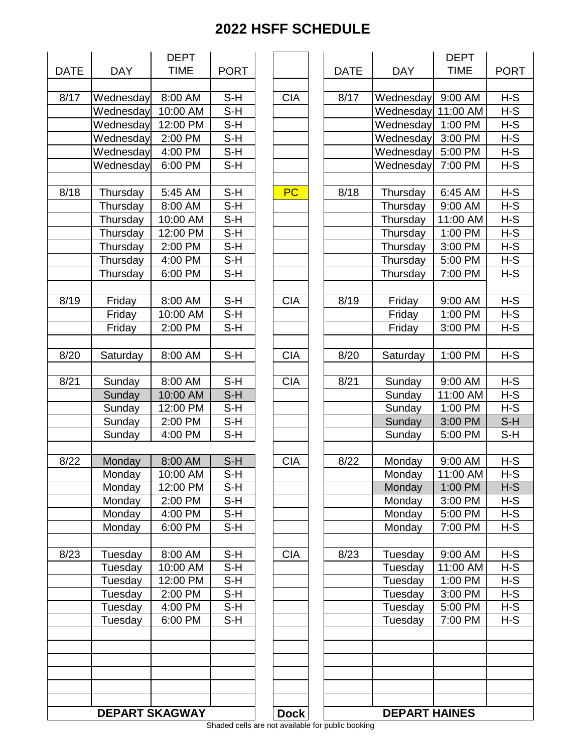# 2022 HSFF SCHEDULE

| DATE | DAY | DEPT TIME | PORT | | DATE | DAY | DEPT TIME | PORT |
|---|---|---|---|---|---|---|---|---|
| 8/17 | Wednesday | 8:00 AM | S-H | CIA | 8/17 | Wednesday | 9:00 AM | H-S |
| | Wednesday | 10:00 AM | S-H | | | Wednesday | 11:00 AM | H-S |
| | Wednesday | 12:00 PM | S-H | | | Wednesday | 1:00 PM | H-S |
| | Wednesday | 2:00 PM | S-H | | | Wednesday | 3:00 PM | H-S |
| | Wednesday | 4:00 PM | S-H | | | Wednesday | 5:00 PM | H-S |
| | Wednesday | 6:00 PM | S-H | | | Wednesday | 7:00 PM | H-S |
| | | | | | | | | |
| 8/18 | Thursday | 5:45 AM | S-H | PC | 8/18 | Thursday | 6:45 AM | H-S |
| | Thursday | 8:00 AM | S-H | | | Thursday | 9:00 AM | H-S |
| | Thursday | 10:00 AM | S-H | | | Thursday | 11:00 AM | H-S |
| | Thursday | 12:00 PM | S-H | | | Thursday | 1:00 PM | H-S |
| | Thursday | 2:00 PM | S-H | | | Thursday | 3:00 PM | H-S |
| | Thursday | 4:00 PM | S-H | | | Thursday | 5:00 PM | H-S |
| | Thursday | 6:00 PM | S-H | | | Thursday | 7:00 PM | H-S |
| | | | | | | | | |
| 8/19 | Friday | 8:00 AM | S-H | CIA | 8/19 | Friday | 9:00 AM | H-S |
| | Friday | 10:00 AM | S-H | | | Friday | 1:00 PM | H-S |
| | Friday | 2:00 PM | S-H | | | Friday | 3:00 PM | H-S |
| | | | | | | | | |
| 8/20 | Saturday | 8:00 AM | S-H | CIA | 8/20 | Saturday | 1:00 PM | H-S |
| | | | | | | | | |
| 8/21 | Sunday | 8:00 AM | S-H | CIA | 8/21 | Sunday | 9:00 AM | H-S |
| | Sunday | 10:00 AM | S-H | | | Sunday | 11:00 AM | H-S |
| | Sunday | 12:00 PM | S-H | | | Sunday | 1:00 PM | H-S |
| | Sunday | 2:00 PM | S-H | | | Sunday | 3:00 PM | S-H |
| | Sunday | 4:00 PM | S-H | | | Sunday | 5:00 PM | S-H |
| | | | | | | | | |
| 8/22 | Monday | 8:00 AM | S-H | CIA | 8/22 | Monday | 9:00 AM | H-S |
| | Monday | 10:00 AM | S-H | | | Monday | 11:00 AM | H-S |
| | Monday | 12:00 PM | S-H | | | Monday | 1:00 PM | H-S |
| | Monday | 2:00 PM | S-H | | | Monday | 3:00 PM | H-S |
| | Monday | 4:00 PM | S-H | | | Monday | 5:00 PM | H-S |
| | Monday | 6:00 PM | S-H | | | Monday | 7:00 PM | H-S |
| | | | | | | | | |
| 8/23 | Tuesday | 8:00 AM | S-H | CIA | 8/23 | Tuesday | 9:00 AM | H-S |
| | Tuesday | 10:00 AM | S-H | | | Tuesday | 11:00 AM | H-S |
| | Tuesday | 12:00 PM | S-H | | | Tuesday | 1:00 PM | H-S |
| | Tuesday | 2:00 PM | S-H | | | Tuesday | 3:00 PM | H-S |
| | Tuesday | 4:00 PM | S-H | | | Tuesday | 5:00 PM | H-S |
| | Tuesday | 6:00 PM | S-H | | | Tuesday | 7:00 PM | H-S |
| **DEPART SKAGWAY** | | | | **Dock** | **DEPART HAINES** | | | |

Shaded cells are not available for public booking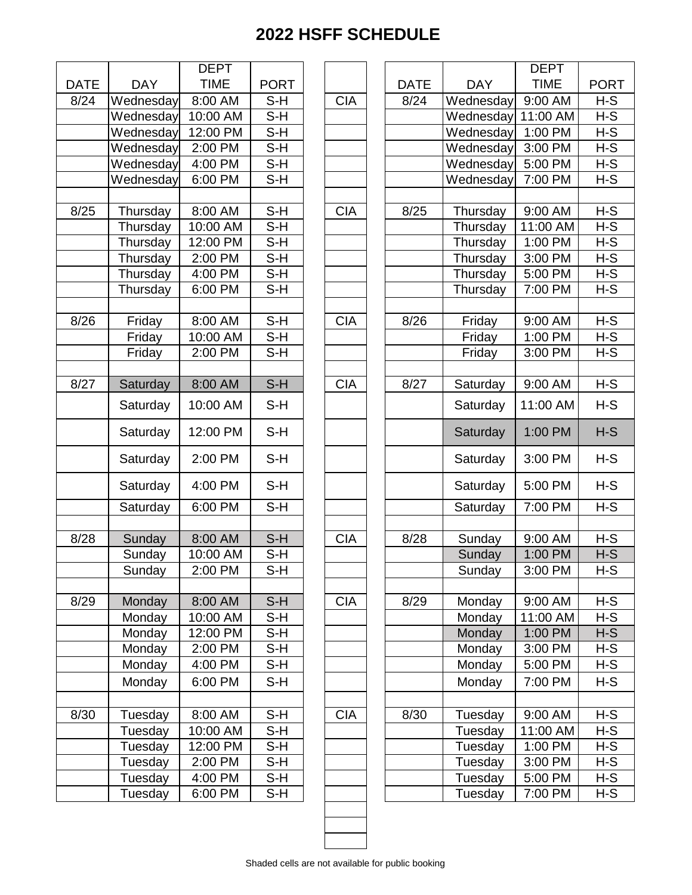# 2022 HSFF SCHEDULE

| DATE | DAY | DEPT TIME | PORT | | DATE | DAY | DEPT TIME | PORT |
|---|---|---|---|---|---|---|---|---|
| 8/24 | Wednesday | 8:00 AM | S-H | CIA | 8/24 | Wednesday | 9:00 AM | H-S |
| | Wednesday | 10:00 AM | S-H | | | Wednesday | 11:00 AM | H-S |
| | Wednesday | 12:00 PM | S-H | | | Wednesday | 1:00 PM | H-S |
| | Wednesday | 2:00 PM | S-H | | | Wednesday | 3:00 PM | H-S |
| | Wednesday | 4:00 PM | S-H | | | Wednesday | 5:00 PM | H-S |
| | Wednesday | 6:00 PM | S-H | | | Wednesday | 7:00 PM | H-S |
| | | | | | | | | |
| 8/25 | Thursday | 8:00 AM | S-H | CIA | 8/25 | Thursday | 9:00 AM | H-S |
| | Thursday | 10:00 AM | S-H | | | Thursday | 11:00 AM | H-S |
| | Thursday | 12:00 PM | S-H | | | Thursday | 1:00 PM | H-S |
| | Thursday | 2:00 PM | S-H | | | Thursday | 3:00 PM | H-S |
| | Thursday | 4:00 PM | S-H | | | Thursday | 5:00 PM | H-S |
| | Thursday | 6:00 PM | S-H | | | Thursday | 7:00 PM | H-S |
| | | | | | | | | |
| 8/26 | Friday | 8:00 AM | S-H | CIA | 8/26 | Friday | 9:00 AM | H-S |
| | Friday | 10:00 AM | S-H | | | Friday | 1:00 PM | H-S |
| | Friday | 2:00 PM | S-H | | | Friday | 3:00 PM | H-S |
| | | | | | | | | |
| 8/27 | Saturday | 8:00 AM | S-H | CIA | 8/27 | Saturday | 9:00 AM | H-S |
| | Saturday | 10:00 AM | S-H | | | Saturday | 11:00 AM | H-S |
| | Saturday | 12:00 PM | S-H | | | Saturday | 1:00 PM | H-S |
| | Saturday | 2:00 PM | S-H | | | Saturday | 3:00 PM | H-S |
| | Saturday | 4:00 PM | S-H | | | Saturday | 5:00 PM | H-S |
| | Saturday | 6:00 PM | S-H | | | Saturday | 7:00 PM | H-S |
| | | | | | | | | |
| 8/28 | Sunday | 8:00 AM | S-H | CIA | 8/28 | Sunday | 9:00 AM | H-S |
| | Sunday | 10:00 AM | S-H | | | Sunday | 1:00 PM | H-S |
| | Sunday | 2:00 PM | S-H | | | Sunday | 3:00 PM | H-S |
| | | | | | | | | |
| 8/29 | Monday | 8:00 AM | S-H | CIA | 8/29 | Monday | 9:00 AM | H-S |
| | Monday | 10:00 AM | S-H | | | Monday | 11:00 AM | H-S |
| | Monday | 12:00 PM | S-H | | | Monday | 1:00 PM | H-S |
| | Monday | 2:00 PM | S-H | | | Monday | 3:00 PM | H-S |
| | Monday | 4:00 PM | S-H | | | Monday | 5:00 PM | H-S |
| | Monday | 6:00 PM | S-H | | | Monday | 7:00 PM | H-S |
| | | | | | | | | |
| 8/30 | Tuesday | 8:00 AM | S-H | CIA | 8/30 | Tuesday | 9:00 AM | H-S |
| | Tuesday | 10:00 AM | S-H | | | Tuesday | 11:00 AM | H-S |
| | Tuesday | 12:00 PM | S-H | | | Tuesday | 1:00 PM | H-S |
| | Tuesday | 2:00 PM | S-H | | | Tuesday | 3:00 PM | H-S |
| | Tuesday | 4:00 PM | S-H | | | Tuesday | 5:00 PM | H-S |
| | Tuesday | 6:00 PM | S-H | | | Tuesday | 7:00 PM | H-S |

Shaded cells are not available for public booking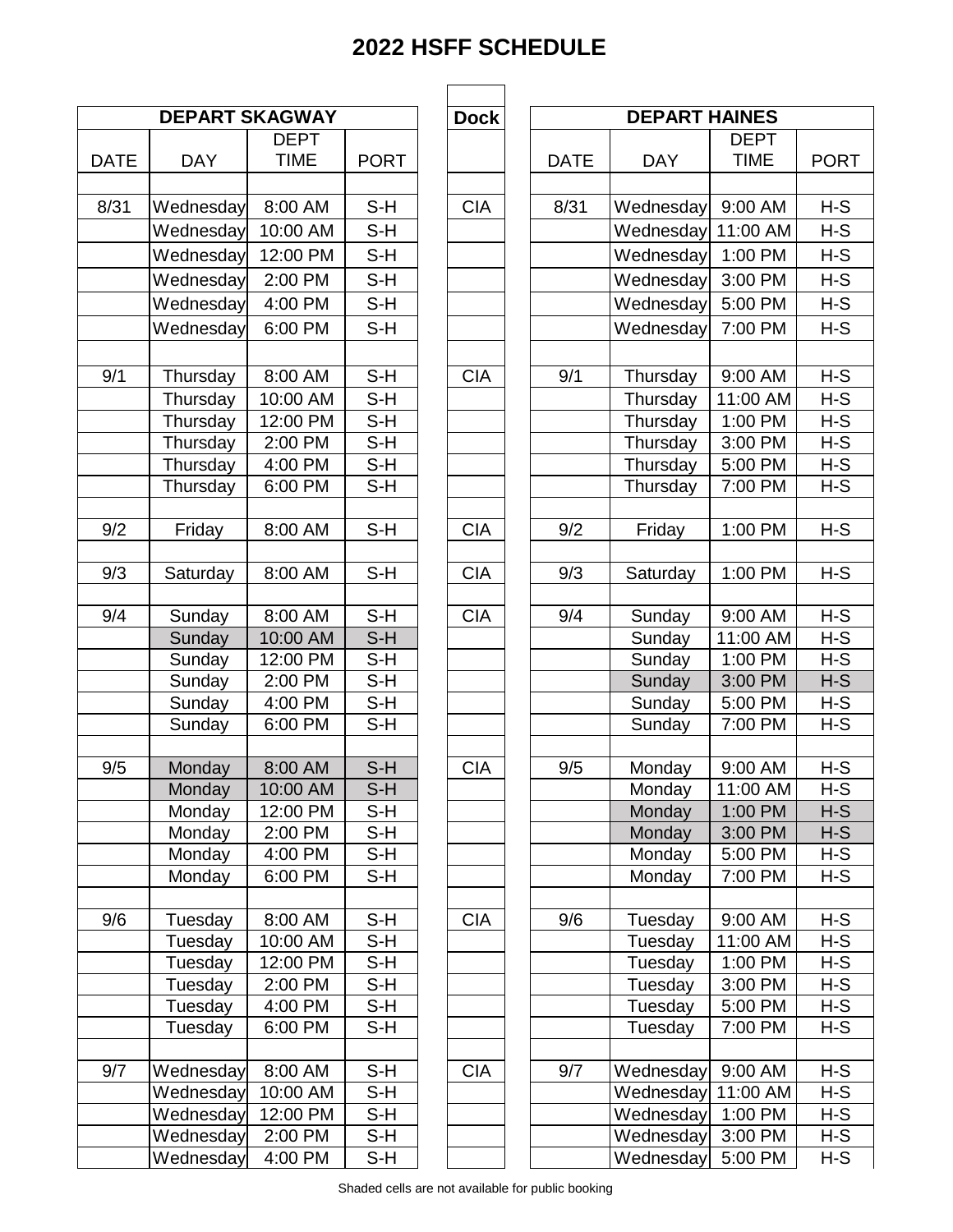# 2022 HSFF SCHEDULE

| DEPART SKAGWAY | | | | Dock | DEPART HAINES | | | |
|---|---|---|---|---|---|---|---|---|
| DATE | DAY | DEPT TIME | PORT | | DATE | DAY | DEPT TIME | PORT |
| 8/31 | Wednesday | 8:00 AM | S-H | CIA | 8/31 | Wednesday | 9:00 AM | H-S |
| | Wednesday | 10:00 AM | S-H | | | Wednesday | 11:00 AM | H-S |
| | Wednesday | 12:00 PM | S-H | | | Wednesday | 1:00 PM | H-S |
| | Wednesday | 2:00 PM | S-H | | | Wednesday | 3:00 PM | H-S |
| | Wednesday | 4:00 PM | S-H | | | Wednesday | 5:00 PM | H-S |
| | Wednesday | 6:00 PM | S-H | | | Wednesday | 7:00 PM | H-S |
| 9/1 | Thursday | 8:00 AM | S-H | CIA | 9/1 | Thursday | 9:00 AM | H-S |
| | Thursday | 10:00 AM | S-H | | | Thursday | 11:00 AM | H-S |
| | Thursday | 12:00 PM | S-H | | | Thursday | 1:00 PM | H-S |
| | Thursday | 2:00 PM | S-H | | | Thursday | 3:00 PM | H-S |
| | Thursday | 4:00 PM | S-H | | | Thursday | 5:00 PM | H-S |
| | Thursday | 6:00 PM | S-H | | | Thursday | 7:00 PM | H-S |
| 9/2 | Friday | 8:00 AM | S-H | CIA | 9/2 | Friday | 1:00 PM | H-S |
| 9/3 | Saturday | 8:00 AM | S-H | CIA | 9/3 | Saturday | 1:00 PM | H-S |
| 9/4 | Sunday | 8:00 AM | S-H | CIA | 9/4 | Sunday | 9:00 AM | H-S |
| | Sunday | 10:00 AM | S-H | | | Sunday | 11:00 AM | H-S |
| | Sunday | 12:00 PM | S-H | | | Sunday | 1:00 PM | H-S |
| | Sunday | 2:00 PM | S-H | | | Sunday | 3:00 PM | H-S |
| | Sunday | 4:00 PM | S-H | | | Sunday | 5:00 PM | H-S |
| | Sunday | 6:00 PM | S-H | | | Sunday | 7:00 PM | H-S |
| 9/5 | Monday | 8:00 AM | S-H | CIA | 9/5 | Monday | 9:00 AM | H-S |
| | Monday | 10:00 AM | S-H | | | Monday | 11:00 AM | H-S |
| | Monday | 12:00 PM | S-H | | | Monday | 1:00 PM | H-S |
| | Monday | 2:00 PM | S-H | | | Monday | 3:00 PM | H-S |
| | Monday | 4:00 PM | S-H | | | Monday | 5:00 PM | H-S |
| | Monday | 6:00 PM | S-H | | | Monday | 7:00 PM | H-S |
| 9/6 | Tuesday | 8:00 AM | S-H | CIA | 9/6 | Tuesday | 9:00 AM | H-S |
| | Tuesday | 10:00 AM | S-H | | | Tuesday | 11:00 AM | H-S |
| | Tuesday | 12:00 PM | S-H | | | Tuesday | 1:00 PM | H-S |
| | Tuesday | 2:00 PM | S-H | | | Tuesday | 3:00 PM | H-S |
| | Tuesday | 4:00 PM | S-H | | | Tuesday | 5:00 PM | H-S |
| | Tuesday | 6:00 PM | S-H | | | Tuesday | 7:00 PM | H-S |
| 9/7 | Wednesday | 8:00 AM | S-H | CIA | 9/7 | Wednesday | 9:00 AM | H-S |
| | Wednesday | 10:00 AM | S-H | | | Wednesday | 11:00 AM | H-S |
| | Wednesday | 12:00 PM | S-H | | | Wednesday | 1:00 PM | H-S |
| | Wednesday | 2:00 PM | S-H | | | Wednesday | 3:00 PM | H-S |
| | Wednesday | 4:00 PM | S-H | | | Wednesday | 5:00 PM | H-S |

Shaded cells are not available for public booking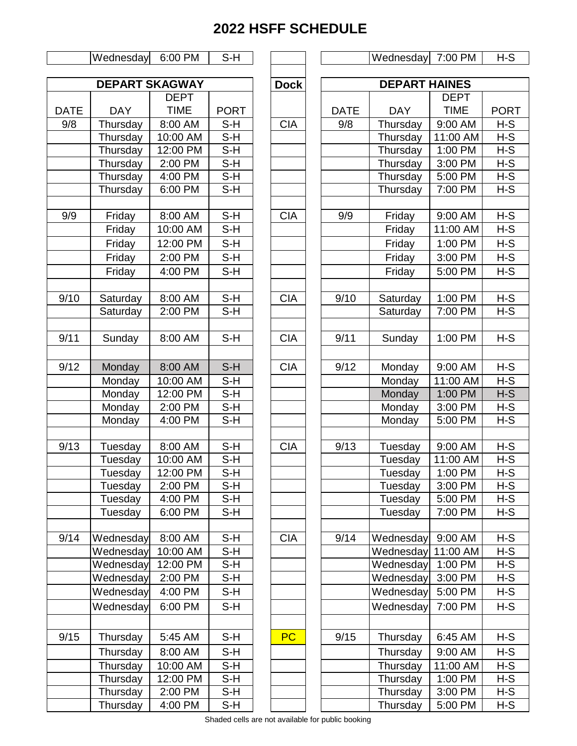# 2022 HSFF SCHEDULE

| | Wednesday | 6:00 PM | S-H | | | Wednesday | 7:00 PM | H-S |
|---|---|---|---|---|---|---|---|---|
| **DEPART SKAGWAY** | | | | **Dock** | **DEPART HAINES** | | | |
| DATE | DAY | DEPT TIME | PORT | | DATE | DAY | DEPT TIME | PORT |
| 9/8 | Thursday | 8:00 AM | S-H | CIA | 9/8 | Thursday | 9:00 AM | H-S |
| | Thursday | 10:00 AM | S-H | | | Thursday | 11:00 AM | H-S |
| | Thursday | 12:00 PM | S-H | | | Thursday | 1:00 PM | H-S |
| | Thursday | 2:00 PM | S-H | | | Thursday | 3:00 PM | H-S |
| | Thursday | 4:00 PM | S-H | | | Thursday | 5:00 PM | H-S |
| | Thursday | 6:00 PM | S-H | | | Thursday | 7:00 PM | H-S |
| | | | | | | | | |
| 9/9 | Friday | 8:00 AM | S-H | CIA | 9/9 | Friday | 9:00 AM | H-S |
| | Friday | 10:00 AM | S-H | | | Friday | 11:00 AM | H-S |
| | Friday | 12:00 PM | S-H | | | Friday | 1:00 PM | H-S |
| | Friday | 2:00 PM | S-H | | | Friday | 3:00 PM | H-S |
| | Friday | 4:00 PM | S-H | | | Friday | 5:00 PM | H-S |
| | | | | | | | | |
| 9/10 | Saturday | 8:00 AM | S-H | CIA | 9/10 | Saturday | 1:00 PM | H-S |
| | Saturday | 2:00 PM | S-H | | | Saturday | 7:00 PM | H-S |
| | | | | | | | | |
| 9/11 | Sunday | 8:00 AM | S-H | CIA | 9/11 | Sunday | 1:00 PM | H-S |
| | | | | | | | | |
| 9/12 | Monday | 8:00 AM | S-H | CIA | 9/12 | Monday | 9:00 AM | H-S |
| | Monday | 10:00 AM | S-H | | | Monday | 11:00 AM | H-S |
| | Monday | 12:00 PM | S-H | | | Monday | 1:00 PM | H-S |
| | Monday | 2:00 PM | S-H | | | Monday | 3:00 PM | H-S |
| | Monday | 4:00 PM | S-H | | | Monday | 5:00 PM | H-S |
| | | | | | | | | |
| 9/13 | Tuesday | 8:00 AM | S-H | CIA | 9/13 | Tuesday | 9:00 AM | H-S |
| | Tuesday | 10:00 AM | S-H | | | Tuesday | 11:00 AM | H-S |
| | Tuesday | 12:00 PM | S-H | | | Tuesday | 1:00 PM | H-S |
| | Tuesday | 2:00 PM | S-H | | | Tuesday | 3:00 PM | H-S |
| | Tuesday | 4:00 PM | S-H | | | Tuesday | 5:00 PM | H-S |
| | Tuesday | 6:00 PM | S-H | | | Tuesday | 7:00 PM | H-S |
| | | | | | | | | |
| 9/14 | Wednesday | 8:00 AM | S-H | CIA | 9/14 | Wednesday | 9:00 AM | H-S |
| | Wednesday | 10:00 AM | S-H | | | Wednesday | 11:00 AM | H-S |
| | Wednesday | 12:00 PM | S-H | | | Wednesday | 1:00 PM | H-S |
| | Wednesday | 2:00 PM | S-H | | | Wednesday | 3:00 PM | H-S |
| | Wednesday | 4:00 PM | S-H | | | Wednesday | 5:00 PM | H-S |
| | Wednesday | 6:00 PM | S-H | | | Wednesday | 7:00 PM | H-S |
| | | | | | | | | |
| 9/15 | Thursday | 5:45 AM | S-H | PC | 9/15 | Thursday | 6:45 AM | H-S |
| | Thursday | 8:00 AM | S-H | | | Thursday | 9:00 AM | H-S |
| | Thursday | 10:00 AM | S-H | | | Thursday | 11:00 AM | H-S |
| | Thursday | 12:00 PM | S-H | | | Thursday | 1:00 PM | H-S |
| | Thursday | 2:00 PM | S-H | | | Thursday | 3:00 PM | H-S |
| | Thursday | 4:00 PM | S-H | | | Thursday | 5:00 PM | H-S |

Shaded cells are not available for public booking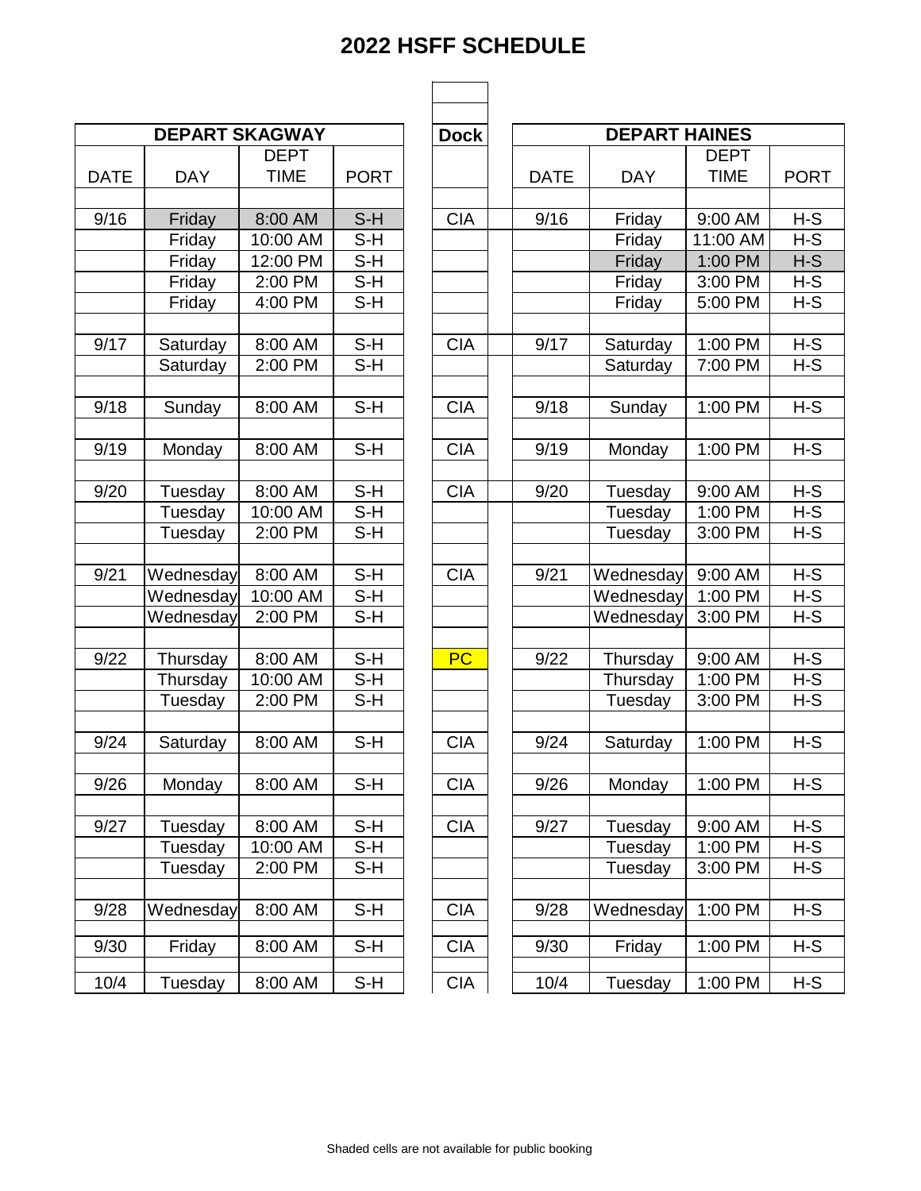# 2022 HSFF SCHEDULE

| DEPART SKAGWAY | | | | Dock | DEPART HAINES | | | |
|---|---|---|---|---|---|---|---|---|
| DATE | DAY | DEPT TIME | PORT | | DATE | DAY | DEPT TIME | PORT |
| 9/16 | Friday | 8:00 AM | S-H | CIA | 9/16 | Friday | 9:00 AM | H-S |
| | Friday | 10:00 AM | S-H | | | Friday | 11:00 AM | H-S |
| | Friday | 12:00 PM | S-H | | | Friday | 1:00 PM | H-S |
| | Friday | 2:00 PM | S-H | | | Friday | 3:00 PM | H-S |
| | Friday | 4:00 PM | S-H | | | Friday | 5:00 PM | H-S |
| 9/17 | Saturday | 8:00 AM | S-H | CIA | 9/17 | Saturday | 1:00 PM | H-S |
| | Saturday | 2:00 PM | S-H | | | Saturday | 7:00 PM | H-S |
| 9/18 | Sunday | 8:00 AM | S-H | CIA | 9/18 | Sunday | 1:00 PM | H-S |
| 9/19 | Monday | 8:00 AM | S-H | CIA | 9/19 | Monday | 1:00 PM | H-S |
| 9/20 | Tuesday | 8:00 AM | S-H | CIA | 9/20 | Tuesday | 9:00 AM | H-S |
| | Tuesday | 10:00 AM | S-H | | | Tuesday | 1:00 PM | H-S |
| | Tuesday | 2:00 PM | S-H | | | Tuesday | 3:00 PM | H-S |
| 9/21 | Wednesday | 8:00 AM | S-H | CIA | 9/21 | Wednesday | 9:00 AM | H-S |
| | Wednesday | 10:00 AM | S-H | | | Wednesday | 1:00 PM | H-S |
| | Wednesday | 2:00 PM | S-H | | | Wednesday | 3:00 PM | H-S |
| 9/22 | Thursday | 8:00 AM | S-H | PC | 9/22 | Thursday | 9:00 AM | H-S |
| | Thursday | 10:00 AM | S-H | | | Thursday | 1:00 PM | H-S |
| | Tuesday | 2:00 PM | S-H | | | Tuesday | 3:00 PM | H-S |
| 9/24 | Saturday | 8:00 AM | S-H | CIA | 9/24 | Saturday | 1:00 PM | H-S |
| 9/26 | Monday | 8:00 AM | S-H | CIA | 9/26 | Monday | 1:00 PM | H-S |
| 9/27 | Tuesday | 8:00 AM | S-H | CIA | 9/27 | Tuesday | 9:00 AM | H-S |
| | Tuesday | 10:00 AM | S-H | | | Tuesday | 1:00 PM | H-S |
| | Tuesday | 2:00 PM | S-H | | | Tuesday | 3:00 PM | H-S |
| 9/28 | Wednesday | 8:00 AM | S-H | CIA | 9/28 | Wednesday | 1:00 PM | H-S |
| 9/30 | Friday | 8:00 AM | S-H | CIA | 9/30 | Friday | 1:00 PM | H-S |
| 10/4 | Tuesday | 8:00 AM | S-H | CIA | 10/4 | Tuesday | 1:00 PM | H-S |

Shaded cells are not available for public booking